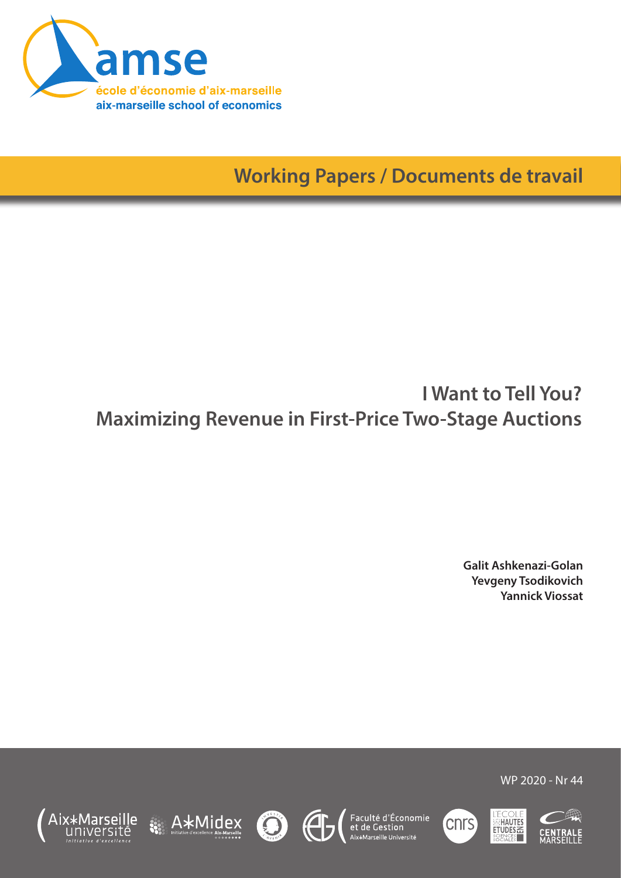amse

école d'économie d'aix-marseille

aix-marseille school of economics

**Working Papers / Documents de travail**

# I Want to Tell You? Maximizing Revenue in First-Price Two-Stage Auctions

**Galit Ashkenazi-Golan**
**Yevgeny Tsodikovich**
**Yannick Viossat**

WP 2020 - Nr 44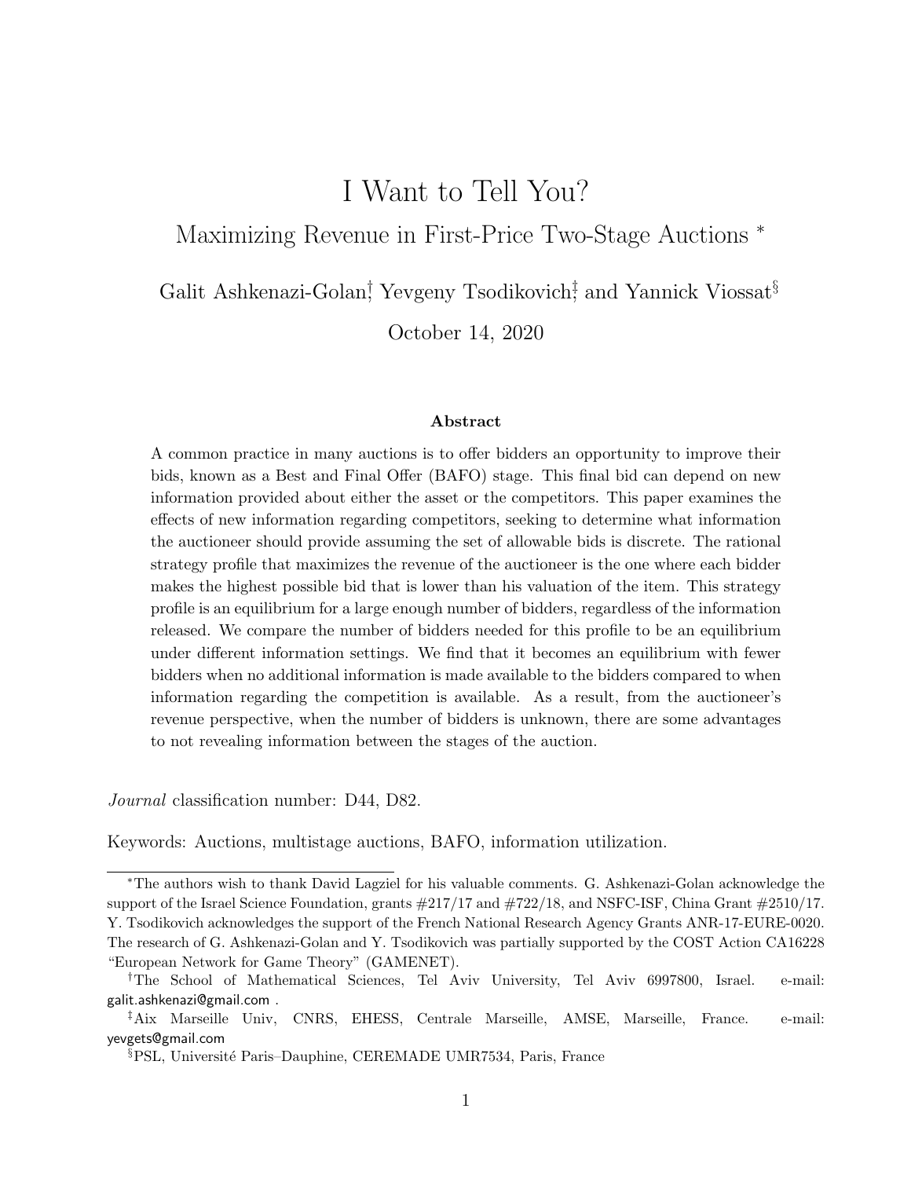# I Want to Tell You?

## Maximizing Revenue in First-Price Two-Stage Auctions *

Galit Ashkenazi-Golan[†], Yevgeny Tsodikovich[‡], and Yannick Viossat[§]

October 14, 2020

### Abstract

A common practice in many auctions is to offer bidders an opportunity to improve their bids, known as a Best and Final Offer (BAFO) stage. This final bid can depend on new information provided about either the asset or the competitors. This paper examines the effects of new information regarding competitors, seeking to determine what information the auctioneer should provide assuming the set of allowable bids is discrete. The rational strategy profile that maximizes the revenue of the auctioneer is the one where each bidder makes the highest possible bid that is lower than his valuation of the item. This strategy profile is an equilibrium for a large enough number of bidders, regardless of the information released. We compare the number of bidders needed for this profile to be an equilibrium under different information settings. We find that it becomes an equilibrium with fewer bidders when no additional information is made available to the bidders compared to when information regarding the competition is available. As a result, from the auctioneer's revenue perspective, when the number of bidders is unknown, there are some advantages to not revealing information between the stages of the auction.

*Journal* classification number: D44, D82.

Keywords: Auctions, multistage auctions, BAFO, information utilization.

---

*The authors wish to thank David Lagziel for his valuable comments. G. Ashkenazi-Golan acknowledge the support of the Israel Science Foundation, grants #217/17 and #722/18, and NSFC-ISF, China Grant #2510/17. Y. Tsodikovich acknowledges the support of the French National Research Agency Grants ANR-17-EURE-0020. The research of G. Ashkenazi-Golan and Y. Tsodikovich was partially supported by the COST Action CA16228 "European Network for Game Theory" (GAMENET).

[†]The School of Mathematical Sciences, Tel Aviv University, Tel Aviv 6997800, Israel. e-mail: galit.ashkenazi@gmail.com .

[‡]Aix Marseille Univ, CNRS, EHESS, Centrale Marseille, AMSE, Marseille, France. e-mail: yevgets@gmail.com

[§]PSL, Université Paris–Dauphine, CEREMADE UMR7534, Paris, France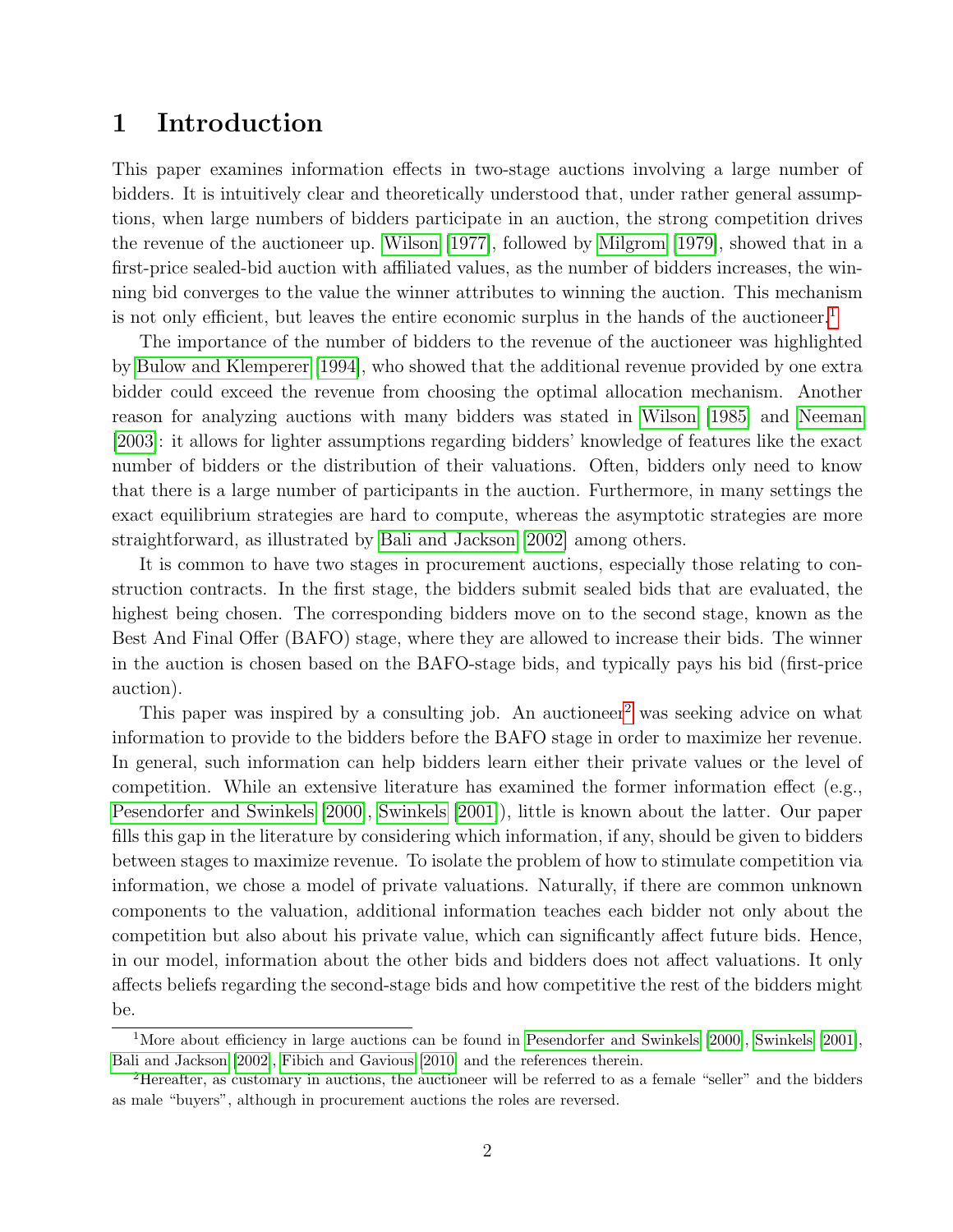# 1 Introduction

This paper examines information effects in two-stage auctions involving a large number of bidders. It is intuitively clear and theoretically understood that, under rather general assumptions, when large numbers of bidders participate in an auction, the strong competition drives the revenue of the auctioneer up. Wilson [1977], followed by Milgrom [1979], showed that in a first-price sealed-bid auction with affiliated values, as the number of bidders increases, the winning bid converges to the value the winner attributes to winning the auction. This mechanism is not only efficient, but leaves the entire economic surplus in the hands of the auctioneer.[1]

The importance of the number of bidders to the revenue of the auctioneer was highlighted by Bulow and Klemperer [1994], who showed that the additional revenue provided by one extra bidder could exceed the revenue from choosing the optimal allocation mechanism. Another reason for analyzing auctions with many bidders was stated in Wilson [1985] and Neeman [2003]: it allows for lighter assumptions regarding bidders' knowledge of features like the exact number of bidders or the distribution of their valuations. Often, bidders only need to know that there is a large number of participants in the auction. Furthermore, in many settings the exact equilibrium strategies are hard to compute, whereas the asymptotic strategies are more straightforward, as illustrated by Bali and Jackson [2002] among others.

It is common to have two stages in procurement auctions, especially those relating to construction contracts. In the first stage, the bidders submit sealed bids that are evaluated, the highest being chosen. The corresponding bidders move on to the second stage, known as the Best And Final Offer (BAFO) stage, where they are allowed to increase their bids. The winner in the auction is chosen based on the BAFO-stage bids, and typically pays his bid (first-price auction).

This paper was inspired by a consulting job. An auctioneer[2] was seeking advice on what information to provide to the bidders before the BAFO stage in order to maximize her revenue. In general, such information can help bidders learn either their private values or the level of competition. While an extensive literature has examined the former information effect (e.g., Pesendorfer and Swinkels [2000], Swinkels [2001]), little is known about the latter. Our paper fills this gap in the literature by considering which information, if any, should be given to bidders between stages to maximize revenue. To isolate the problem of how to stimulate competition via information, we chose a model of private valuations. Naturally, if there are common unknown components to the valuation, additional information teaches each bidder not only about the competition but also about his private value, which can significantly affect future bids. Hence, in our model, information about the other bids and bidders does not affect valuations. It only affects beliefs regarding the second-stage bids and how competitive the rest of the bidders might be.

[1] More about efficiency in large auctions can be found in Pesendorfer and Swinkels [2000], Swinkels [2001], Bali and Jackson [2002], Fibich and Gavious [2010] and the references therein.

[2] Hereafter, as customary in auctions, the auctioneer will be referred to as a female "seller" and the bidders as male "buyers", although in procurement auctions the roles are reversed.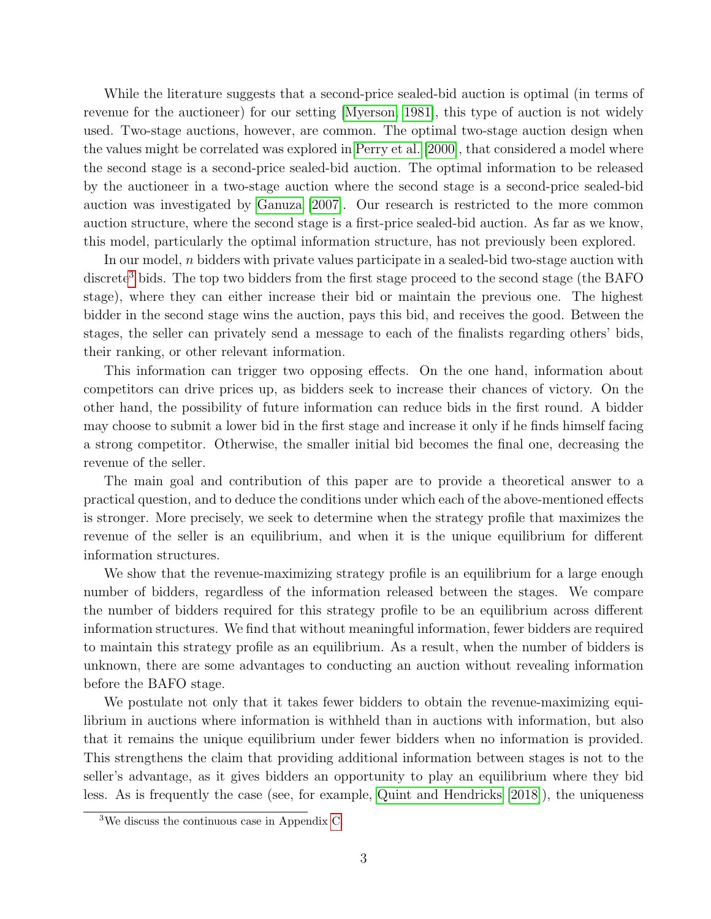While the literature suggests that a second-price sealed-bid auction is optimal (in terms of revenue for the auctioneer) for our setting [Myerson, 1981], this type of auction is not widely used. Two-stage auctions, however, are common. The optimal two-stage auction design when the values might be correlated was explored in Perry et al. [2000], that considered a model where the second stage is a second-price sealed-bid auction. The optimal information to be released by the auctioneer in a two-stage auction where the second stage is a second-price sealed-bid auction was investigated by Ganuza [2007]. Our research is restricted to the more common auction structure, where the second stage is a first-price sealed-bid auction. As far as we know, this model, particularly the optimal information structure, has not previously been explored.

In our model, $n$ bidders with private values participate in a sealed-bid two-stage auction with discrete[3] bids. The top two bidders from the first stage proceed to the second stage (the BAFO stage), where they can either increase their bid or maintain the previous one. The highest bidder in the second stage wins the auction, pays this bid, and receives the good. Between the stages, the seller can privately send a message to each of the finalists regarding others' bids, their ranking, or other relevant information.

This information can trigger two opposing effects. On the one hand, information about competitors can drive prices up, as bidders seek to increase their chances of victory. On the other hand, the possibility of future information can reduce bids in the first round. A bidder may choose to submit a lower bid in the first stage and increase it only if he finds himself facing a strong competitor. Otherwise, the smaller initial bid becomes the final one, decreasing the revenue of the seller.

The main goal and contribution of this paper are to provide a theoretical answer to a practical question, and to deduce the conditions under which each of the above-mentioned effects is stronger. More precisely, we seek to determine when the strategy profile that maximizes the revenue of the seller is an equilibrium, and when it is the unique equilibrium for different information structures.

We show that the revenue-maximizing strategy profile is an equilibrium for a large enough number of bidders, regardless of the information released between the stages. We compare the number of bidders required for this strategy profile to be an equilibrium across different information structures. We find that without meaningful information, fewer bidders are required to maintain this strategy profile as an equilibrium. As a result, when the number of bidders is unknown, there are some advantages to conducting an auction without revealing information before the BAFO stage.

We postulate not only that it takes fewer bidders to obtain the revenue-maximizing equilibrium in auctions where information is withheld than in auctions with information, but also that it remains the unique equilibrium under fewer bidders when no information is provided. This strengthens the claim that providing additional information between stages is not to the seller's advantage, as it gives bidders an opportunity to play an equilibrium where they bid less. As is frequently the case (see, for example, Quint and Hendricks [2018]), the uniqueness

[3] We discuss the continuous case in Appendix C.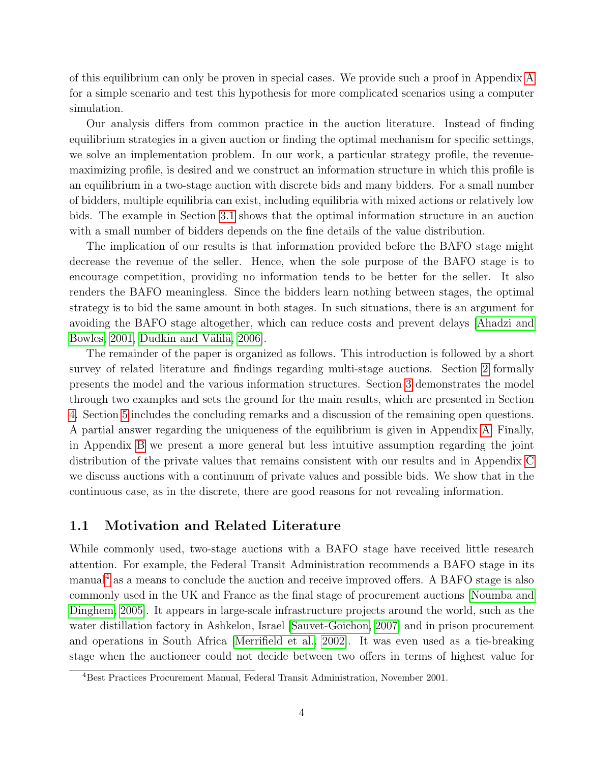of this equilibrium can only be proven in special cases. We provide such a proof in Appendix A for a simple scenario and test this hypothesis for more complicated scenarios using a computer simulation.

Our analysis differs from common practice in the auction literature. Instead of finding equilibrium strategies in a given auction or finding the optimal mechanism for specific settings, we solve an implementation problem. In our work, a particular strategy profile, the revenue-maximizing profile, is desired and we construct an information structure in which this profile is an equilibrium in a two-stage auction with discrete bids and many bidders. For a small number of bidders, multiple equilibria can exist, including equilibria with mixed actions or relatively low bids. The example in Section 3.1 shows that the optimal information structure in an auction with a small number of bidders depends on the fine details of the value distribution.

The implication of our results is that information provided before the BAFO stage might decrease the revenue of the seller. Hence, when the sole purpose of the BAFO stage is to encourage competition, providing no information tends to be better for the seller. It also renders the BAFO meaningless. Since the bidders learn nothing between stages, the optimal strategy is to bid the same amount in both stages. In such situations, there is an argument for avoiding the BAFO stage altogether, which can reduce costs and prevent delays [Ahadzi and Bowles, 2001, Dudkin and Välilä, 2006].

The remainder of the paper is organized as follows. This introduction is followed by a short survey of related literature and findings regarding multi-stage auctions. Section 2 formally presents the model and the various information structures. Section 3 demonstrates the model through two examples and sets the ground for the main results, which are presented in Section 4. Section 5 includes the concluding remarks and a discussion of the remaining open questions. A partial answer regarding the uniqueness of the equilibrium is given in Appendix A. Finally, in Appendix B we present a more general but less intuitive assumption regarding the joint distribution of the private values that remains consistent with our results and in Appendix C we discuss auctions with a continuum of private values and possible bids. We show that in the continuous case, as in the discrete, there are good reasons for not revealing information.

## 1.1 Motivation and Related Literature

While commonly used, two-stage auctions with a BAFO stage have received little research attention. For example, the Federal Transit Administration recommends a BAFO stage in its manual[4] as a means to conclude the auction and receive improved offers. A BAFO stage is also commonly used in the UK and France as the final stage of procurement auctions [Noumba and Dinghem, 2005]. It appears in large-scale infrastructure projects around the world, such as the water distillation factory in Ashkelon, Israel [Sauvet-Goichon, 2007] and in prison procurement and operations in South Africa [Merrifield et al., 2002]. It was even used as a tie-breaking stage when the auctioneer could not decide between two offers in terms of highest value for

[4] Best Practices Procurement Manual, Federal Transit Administration, November 2001.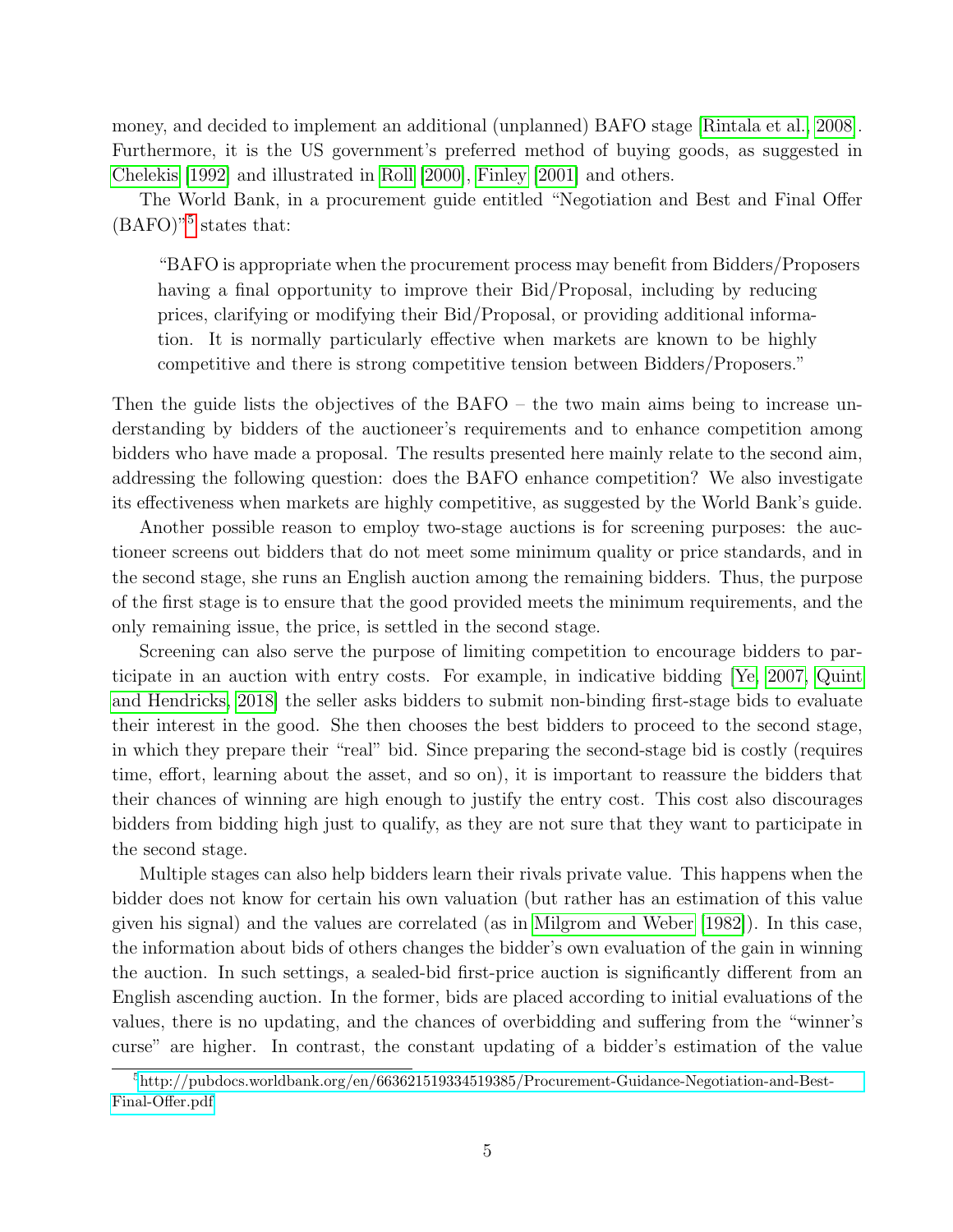money, and decided to implement an additional (unplanned) BAFO stage [Rintala et al., 2008]. Furthermore, it is the US government's preferred method of buying goods, as suggested in Chelekis [1992] and illustrated in Roll [2000], Finley [2001] and others.

The World Bank, in a procurement guide entitled "Negotiation and Best and Final Offer (BAFO)"[5] states that:

> "BAFO is appropriate when the procurement process may benefit from Bidders/Proposers having a final opportunity to improve their Bid/Proposal, including by reducing prices, clarifying or modifying their Bid/Proposal, or providing additional information. It is normally particularly effective when markets are known to be highly competitive and there is strong competitive tension between Bidders/Proposers."

Then the guide lists the objectives of the BAFO – the two main aims being to increase understanding by bidders of the auctioneer's requirements and to enhance competition among bidders who have made a proposal. The results presented here mainly relate to the second aim, addressing the following question: does the BAFO enhance competition? We also investigate its effectiveness when markets are highly competitive, as suggested by the World Bank's guide.

Another possible reason to employ two-stage auctions is for screening purposes: the auctioneer screens out bidders that do not meet some minimum quality or price standards, and in the second stage, she runs an English auction among the remaining bidders. Thus, the purpose of the first stage is to ensure that the good provided meets the minimum requirements, and the only remaining issue, the price, is settled in the second stage.

Screening can also serve the purpose of limiting competition to encourage bidders to participate in an auction with entry costs. For example, in indicative bidding [Ye, 2007, Quint and Hendricks, 2018] the seller asks bidders to submit non-binding first-stage bids to evaluate their interest in the good. She then chooses the best bidders to proceed to the second stage, in which they prepare their "real" bid. Since preparing the second-stage bid is costly (requires time, effort, learning about the asset, and so on), it is important to reassure the bidders that their chances of winning are high enough to justify the entry cost. This cost also discourages bidders from bidding high just to qualify, as they are not sure that they want to participate in the second stage.

Multiple stages can also help bidders learn their rivals private value. This happens when the bidder does not know for certain his own valuation (but rather has an estimation of this value given his signal) and the values are correlated (as in Milgrom and Weber [1982]). In this case, the information about bids of others changes the bidder's own evaluation of the gain in winning the auction. In such settings, a sealed-bid first-price auction is significantly different from an English ascending auction. In the former, bids are placed according to initial evaluations of the values, there is no updating, and the chances of overbidding and suffering from the "winner's curse" are higher. In contrast, the constant updating of a bidder's estimation of the value

[5] http://pubdocs.worldbank.org/en/663621519334519385/Procurement-Guidance-Negotiation-and-Best-Final-Offer.pdf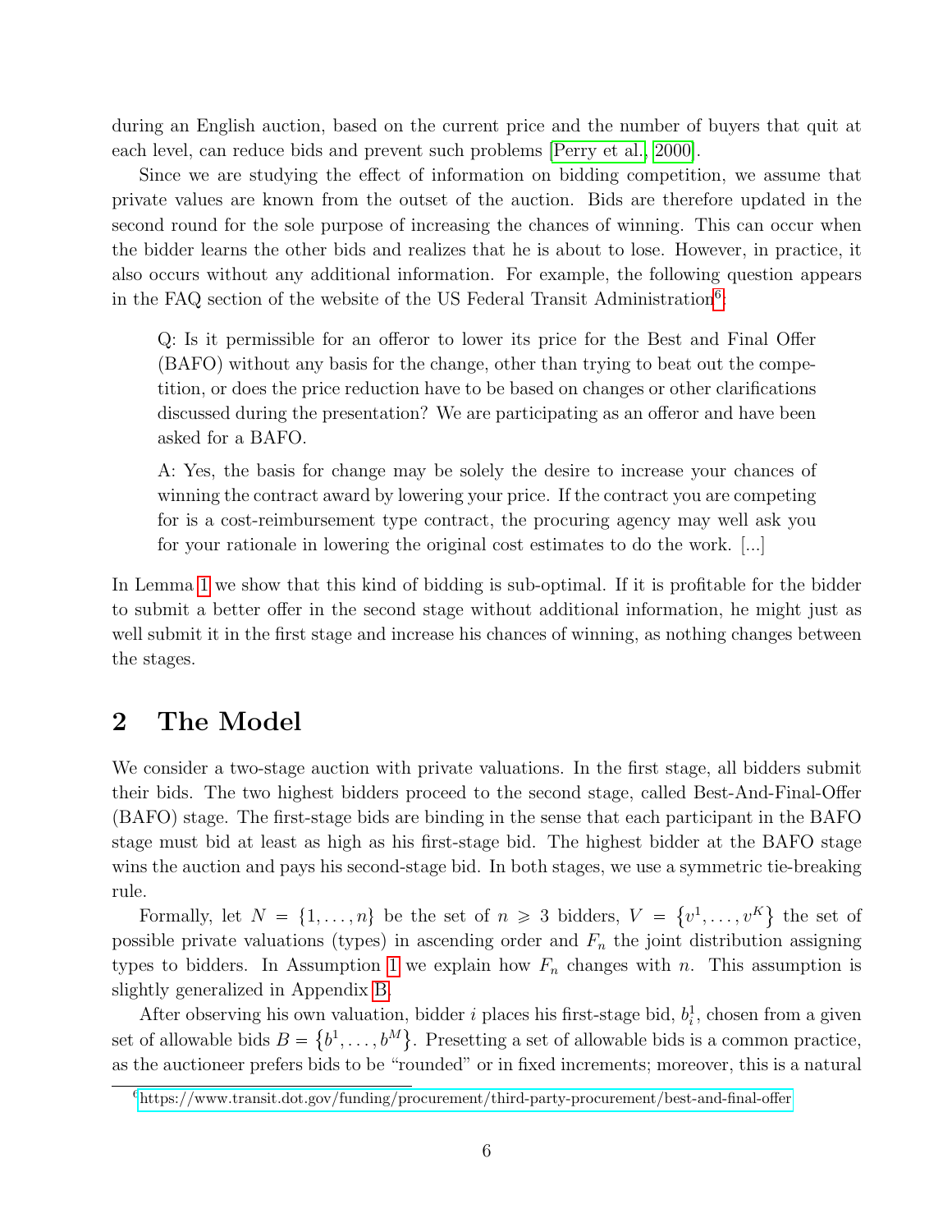during an English auction, based on the current price and the number of buyers that quit at each level, can reduce bids and prevent such problems [Perry et al., 2000].

Since we are studying the effect of information on bidding competition, we assume that private values are known from the outset of the auction. Bids are therefore updated in the second round for the sole purpose of increasing the chances of winning. This can occur when the bidder learns the other bids and realizes that he is about to lose. However, in practice, it also occurs without any additional information. For example, the following question appears in the FAQ section of the website of the US Federal Transit Administration[6]:

> Q: Is it permissible for an offeror to lower its price for the Best and Final Offer (BAFO) without any basis for the change, other than trying to beat out the competition, or does the price reduction have to be based on changes or other clarifications discussed during the presentation? We are participating as an offeror and have been asked for a BAFO.
>
> A: Yes, the basis for change may be solely the desire to increase your chances of winning the contract award by lowering your price. If the contract you are competing for is a cost-reimbursement type contract, the procuring agency may well ask you for your rationale in lowering the original cost estimates to do the work. [...]

In Lemma 1 we show that this kind of bidding is sub-optimal. If it is profitable for the bidder to submit a better offer in the second stage without additional information, he might just as well submit it in the first stage and increase his chances of winning, as nothing changes between the stages.

## 2 The Model

We consider a two-stage auction with private valuations. In the first stage, all bidders submit their bids. The two highest bidders proceed to the second stage, called Best-And-Final-Offer (BAFO) stage. The first-stage bids are binding in the sense that each participant in the BAFO stage must bid at least as high as his first-stage bid. The highest bidder at the BAFO stage wins the auction and pays his second-stage bid. In both stages, we use a symmetric tie-breaking rule.

Formally, let $N = \{1, \ldots, n\}$ be the set of $n \geqslant 3$ bidders, $V = \{v^1, \ldots, v^K\}$ the set of possible private valuations (types) in ascending order and $F_n$ the joint distribution assigning types to bidders. In Assumption 1 we explain how $F_n$ changes with $n$. This assumption is slightly generalized in Appendix B.

After observing his own valuation, bidder $i$ places his first-stage bid, $b_i^1$, chosen from a given set of allowable bids $B = \{b^1, \ldots, b^M\}$. Presetting a set of allowable bids is a common practice, as the auctioneer prefers bids to be "rounded" or in fixed increments; moreover, this is a natural

[6] https://www.transit.dot.gov/funding/procurement/third-party-procurement/best-and-final-offer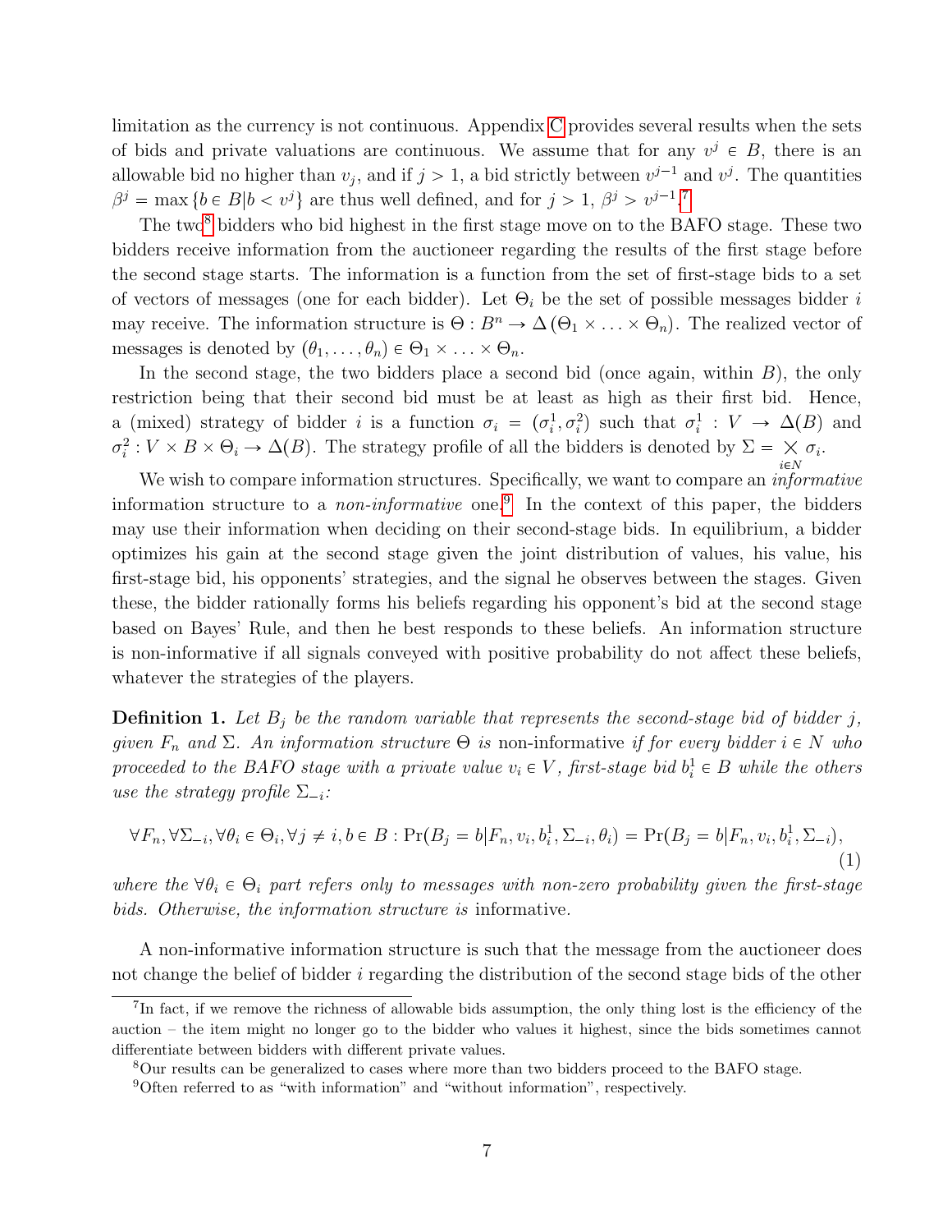limitation as the currency is not continuous. Appendix C provides several results when the sets of bids and private valuations are continuous. We assume that for any $v^j \in B$, there is an allowable bid no higher than $v_j$, and if $j > 1$, a bid strictly between $v^{j-1}$ and $v^j$. The quantities $\beta^j = \max\{b \in B | b < v^j\}$ are thus well defined, and for $j > 1$, $\beta^j > v^{j-1}$.[7]

The two[8] bidders who bid highest in the first stage move on to the BAFO stage. These two bidders receive information from the auctioneer regarding the results of the first stage before the second stage starts. The information is a function from the set of first-stage bids to a set of vectors of messages (one for each bidder). Let $\Theta_i$ be the set of possible messages bidder $i$ may receive. The information structure is $\Theta : B^n \to \Delta(\Theta_1 \times \ldots \times \Theta_n)$. The realized vector of messages is denoted by $(\theta_1, \ldots, \theta_n) \in \Theta_1 \times \ldots \times \Theta_n$.

In the second stage, the two bidders place a second bid (once again, within $B$), the only restriction being that their second bid must be at least as high as their first bid. Hence, a (mixed) strategy of bidder $i$ is a function $\sigma_i = (\sigma_i^1, \sigma_i^2)$ such that $\sigma_i^1 : V \to \Delta(B)$ and $\sigma_i^2 : V \times B \times \Theta_i \to \Delta(B)$. The strategy profile of all the bidders is denoted by $\Sigma = \bigtimes_{i \in N} \sigma_i$.

We wish to compare information structures. Specifically, we want to compare an *informative* information structure to a *non-informative* one.[9] In the context of this paper, the bidders may use their information when deciding on their second-stage bids. In equilibrium, a bidder optimizes his gain at the second stage given the joint distribution of values, his value, his first-stage bid, his opponents' strategies, and the signal he observes between the stages. Given these, the bidder rationally forms his beliefs regarding his opponent's bid at the second stage based on Bayes' Rule, and then he best responds to these beliefs. An information structure is non-informative if all signals conveyed with positive probability do not affect these beliefs, whatever the strategies of the players.

**Definition 1.** *Let $B_j$ be the random variable that represents the second-stage bid of bidder $j$, given $F_n$ and $\Sigma$. An information structure $\Theta$ is* non-informative *if for every bidder $i \in N$ who proceeded to the BAFO stage with a private value $v_i \in V$, first-stage bid $b_i^1 \in B$ while the others use the strategy profile $\Sigma_{-i}$:*

$$\forall F_n, \forall \Sigma_{-i}, \forall \theta_i \in \Theta_i, \forall j \neq i, b \in B : \Pr(B_j = b | F_n, v_i, b_i^1, \Sigma_{-i}, \theta_i) = \Pr(B_j = b | F_n, v_i, b_i^1, \Sigma_{-i}), \tag{1}$$

*where the $\forall \theta_i \in \Theta_i$ part refers only to messages with non-zero probability given the first-stage bids. Otherwise, the information structure is* informative.

A non-informative information structure is such that the message from the auctioneer does not change the belief of bidder $i$ regarding the distribution of the second stage bids of the other

---

[7] In fact, if we remove the richness of allowable bids assumption, the only thing lost is the efficiency of the auction – the item might no longer go to the bidder who values it highest, since the bids sometimes cannot differentiate between bidders with different private values.

[8] Our results can be generalized to cases where more than two bidders proceed to the BAFO stage.

[9] Often referred to as "with information" and "without information", respectively.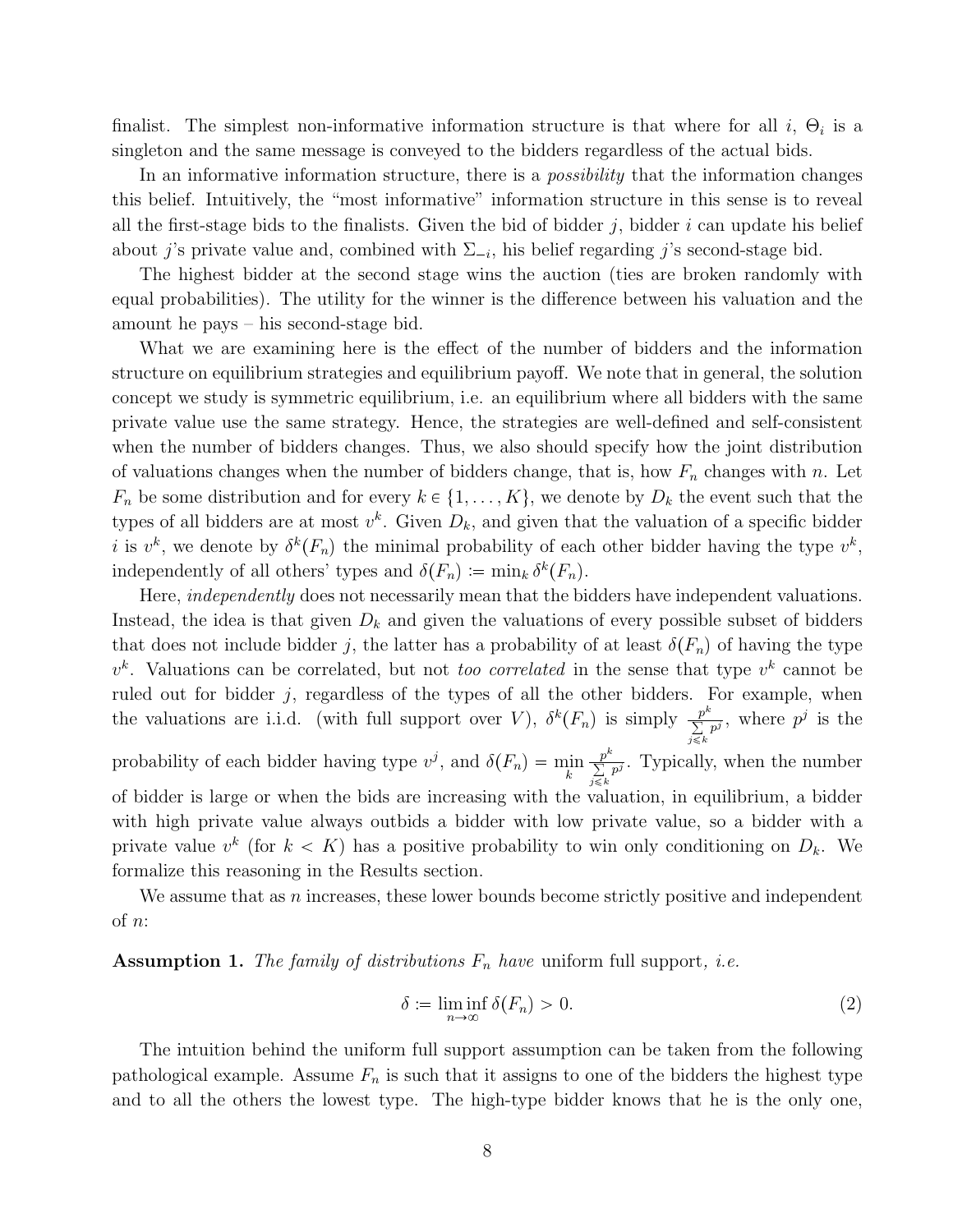finalist. The simplest non-informative information structure is that where for all $i$, $\Theta_i$ is a singleton and the same message is conveyed to the bidders regardless of the actual bids.

In an informative information structure, there is a *possibility* that the information changes this belief. Intuitively, the "most informative" information structure in this sense is to reveal all the first-stage bids to the finalists. Given the bid of bidder $j$, bidder $i$ can update his belief about $j$'s private value and, combined with $\Sigma_{-i}$, his belief regarding $j$'s second-stage bid.

The highest bidder at the second stage wins the auction (ties are broken randomly with equal probabilities). The utility for the winner is the difference between his valuation and the amount he pays – his second-stage bid.

What we are examining here is the effect of the number of bidders and the information structure on equilibrium strategies and equilibrium payoff. We note that in general, the solution concept we study is symmetric equilibrium, i.e. an equilibrium where all bidders with the same private value use the same strategy. Hence, the strategies are well-defined and self-consistent when the number of bidders changes. Thus, we also should specify how the joint distribution of valuations changes when the number of bidders change, that is, how $F_n$ changes with $n$. Let $F_n$ be some distribution and for every $k \in \{1, \ldots, K\}$, we denote by $D_k$ the event such that the types of all bidders are at most $v^k$. Given $D_k$, and given that the valuation of a specific bidder $i$ is $v^k$, we denote by $\delta^k(F_n)$ the minimal probability of each other bidder having the type $v^k$, independently of all others' types and $\delta(F_n) := \min_k \delta^k(F_n)$.

Here, *independently* does not necessarily mean that the bidders have independent valuations. Instead, the idea is that given $D_k$ and given the valuations of every possible subset of bidders that does not include bidder $j$, the latter has a probability of at least $\delta(F_n)$ of having the type $v^k$. Valuations can be correlated, but not *too correlated* in the sense that type $v^k$ cannot be ruled out for bidder $j$, regardless of the types of all the other bidders. For example, when the valuations are i.i.d. (with full support over $V$), $\delta^k(F_n)$ is simply $\frac{p^k}{\sum_{j \leq k} p^j}$, where $p^j$ is the probability of each bidder having type $v^j$, and $\delta(F_n) = \min_k \frac{p^k}{\sum_{j \leq k} p^j}$. Typically, when the number of bidder is large or when the bids are increasing with the valuation, in equilibrium, a bidder with high private value always outbids a bidder with low private value, so a bidder with a private value $v^k$ (for $k < K$) has a positive probability to win only conditioning on $D_k$. We formalize this reasoning in the Results section.

We assume that as $n$ increases, these lower bounds become strictly positive and independent of $n$:

**Assumption 1.** *The family of distributions $F_n$ have* uniform full support*, i.e.*

$$\delta := \liminf_{n \to \infty} \delta(F_n) > 0. \tag{2}$$

The intuition behind the uniform full support assumption can be taken from the following pathological example. Assume $F_n$ is such that it assigns to one of the bidders the highest type and to all the others the lowest type. The high-type bidder knows that he is the only one,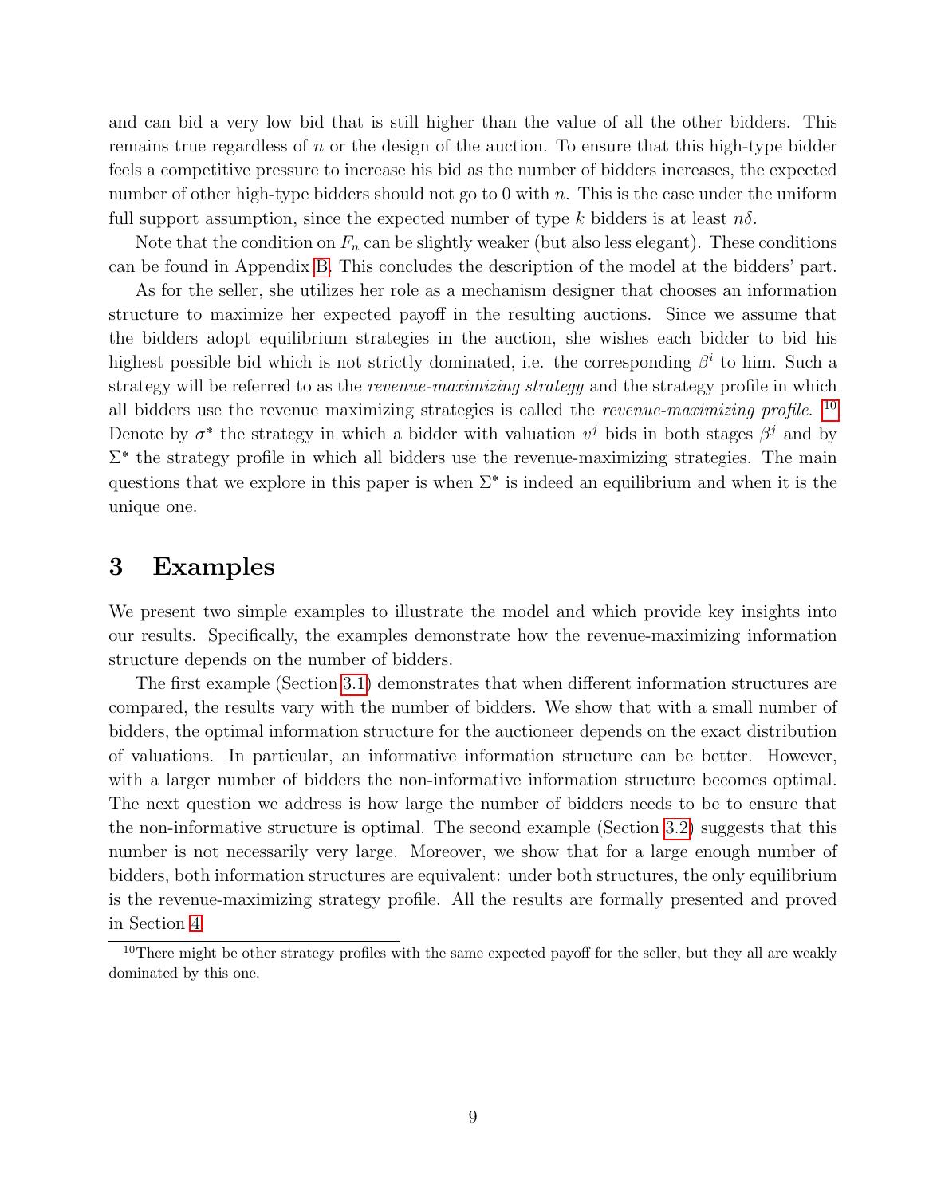and can bid a very low bid that is still higher than the value of all the other bidders. This remains true regardless of $n$ or the design of the auction. To ensure that this high-type bidder feels a competitive pressure to increase his bid as the number of bidders increases, the expected number of other high-type bidders should not go to 0 with $n$. This is the case under the uniform full support assumption, since the expected number of type $k$ bidders is at least $n\delta$.

Note that the condition on $F_n$ can be slightly weaker (but also less elegant). These conditions can be found in Appendix B. This concludes the description of the model at the bidders' part.

As for the seller, she utilizes her role as a mechanism designer that chooses an information structure to maximize her expected payoff in the resulting auctions. Since we assume that the bidders adopt equilibrium strategies in the auction, she wishes each bidder to bid his highest possible bid which is not strictly dominated, i.e. the corresponding $\beta^i$ to him. Such a strategy will be referred to as the *revenue-maximizing strategy* and the strategy profile in which all bidders use the revenue maximizing strategies is called the *revenue-maximizing profile*. [10] Denote by $\sigma^*$ the strategy in which a bidder with valuation $v^j$ bids in both stages $\beta^j$ and by $\Sigma^*$ the strategy profile in which all bidders use the revenue-maximizing strategies. The main questions that we explore in this paper is when $\Sigma^*$ is indeed an equilibrium and when it is the unique one.

# 3 Examples

We present two simple examples to illustrate the model and which provide key insights into our results. Specifically, the examples demonstrate how the revenue-maximizing information structure depends on the number of bidders.

The first example (Section 3.1) demonstrates that when different information structures are compared, the results vary with the number of bidders. We show that with a small number of bidders, the optimal information structure for the auctioneer depends on the exact distribution of valuations. In particular, an informative information structure can be better. However, with a larger number of bidders the non-informative information structure becomes optimal. The next question we address is how large the number of bidders needs to be to ensure that the non-informative structure is optimal. The second example (Section 3.2) suggests that this number is not necessarily very large. Moreover, we show that for a large enough number of bidders, both information structures are equivalent: under both structures, the only equilibrium is the revenue-maximizing strategy profile. All the results are formally presented and proved in Section 4.

[10] There might be other strategy profiles with the same expected payoff for the seller, but they all are weakly dominated by this one.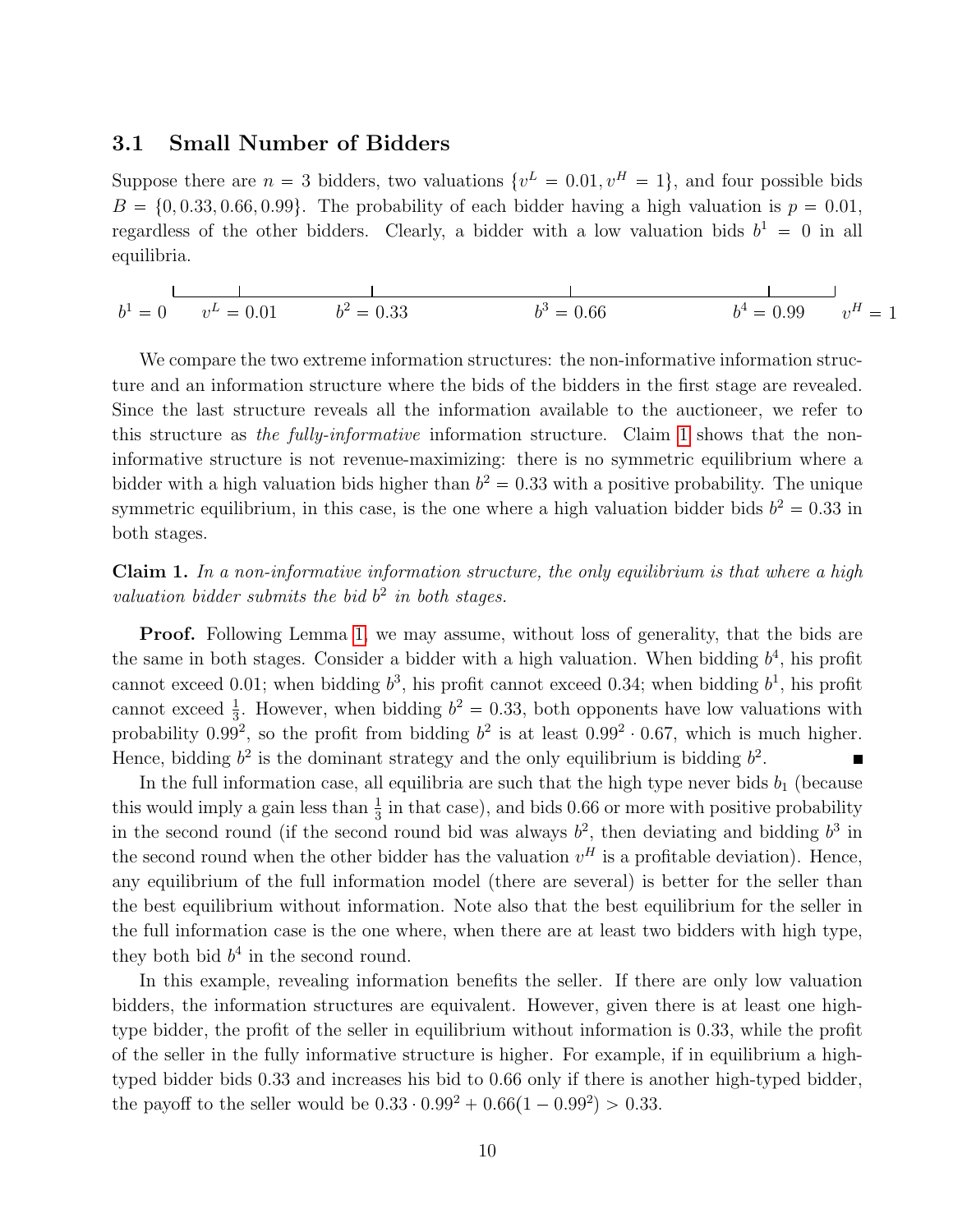### 3.1 Small Number of Bidders

Suppose there are $n = 3$ bidders, two valuations $\{v^L = 0.01, v^H = 1\}$, and four possible bids $B = \{0, 0.33, 0.66, 0.99\}$. The probability of each bidder having a high valuation is $p = 0.01$, regardless of the other bidders. Clearly, a bidder with a low valuation bids $b^1 = 0$ in all equilibria.

$b^1 = 0$ $v^L = 0.01$ $b^2 = 0.33$ $b^3 = 0.66$ $b^4 = 0.99$ $v^H = 1$

We compare the two extreme information structures: the non-informative information structure and an information structure where the bids of the bidders in the first stage are revealed. Since the last structure reveals all the information available to the auctioneer, we refer to this structure as *the fully-informative* information structure. Claim 1 shows that the non-informative structure is not revenue-maximizing: there is no symmetric equilibrium where a bidder with a high valuation bids higher than $b^2 = 0.33$ with a positive probability. The unique symmetric equilibrium, in this case, is the one where a high valuation bidder bids $b^2 = 0.33$ in both stages.

**Claim 1.** *In a non-informative information structure, the only equilibrium is that where a high valuation bidder submits the bid $b^2$ in both stages.*

**Proof.** Following Lemma 1, we may assume, without loss of generality, that the bids are the same in both stages. Consider a bidder with a high valuation. When bidding $b^4$, his profit cannot exceed 0.01; when bidding $b^3$, his profit cannot exceed 0.34; when bidding $b^1$, his profit cannot exceed $\frac{1}{3}$. However, when bidding $b^2 = 0.33$, both opponents have low valuations with probability $0.99^2$, so the profit from bidding $b^2$ is at least $0.99^2 \cdot 0.67$, which is much higher. Hence, bidding $b^2$ is the dominant strategy and the only equilibrium is bidding $b^2$. ■

In the full information case, all equilibria are such that the high type never bids $b_1$ (because this would imply a gain less than $\frac{1}{3}$ in that case), and bids 0.66 or more with positive probability in the second round (if the second round bid was always $b^2$, then deviating and bidding $b^3$ in the second round when the other bidder has the valuation $v^H$ is a profitable deviation). Hence, any equilibrium of the full information model (there are several) is better for the seller than the best equilibrium without information. Note also that the best equilibrium for the seller in the full information case is the one where, when there are at least two bidders with high type, they both bid $b^4$ in the second round.

In this example, revealing information benefits the seller. If there are only low valuation bidders, the information structures are equivalent. However, given there is at least one high-type bidder, the profit of the seller in equilibrium without information is 0.33, while the profit of the seller in the fully informative structure is higher. For example, if in equilibrium a high-typed bidder bids 0.33 and increases his bid to 0.66 only if there is another high-typed bidder, the payoff to the seller would be $0.33 \cdot 0.99^2 + 0.66(1 - 0.99^2) > 0.33$.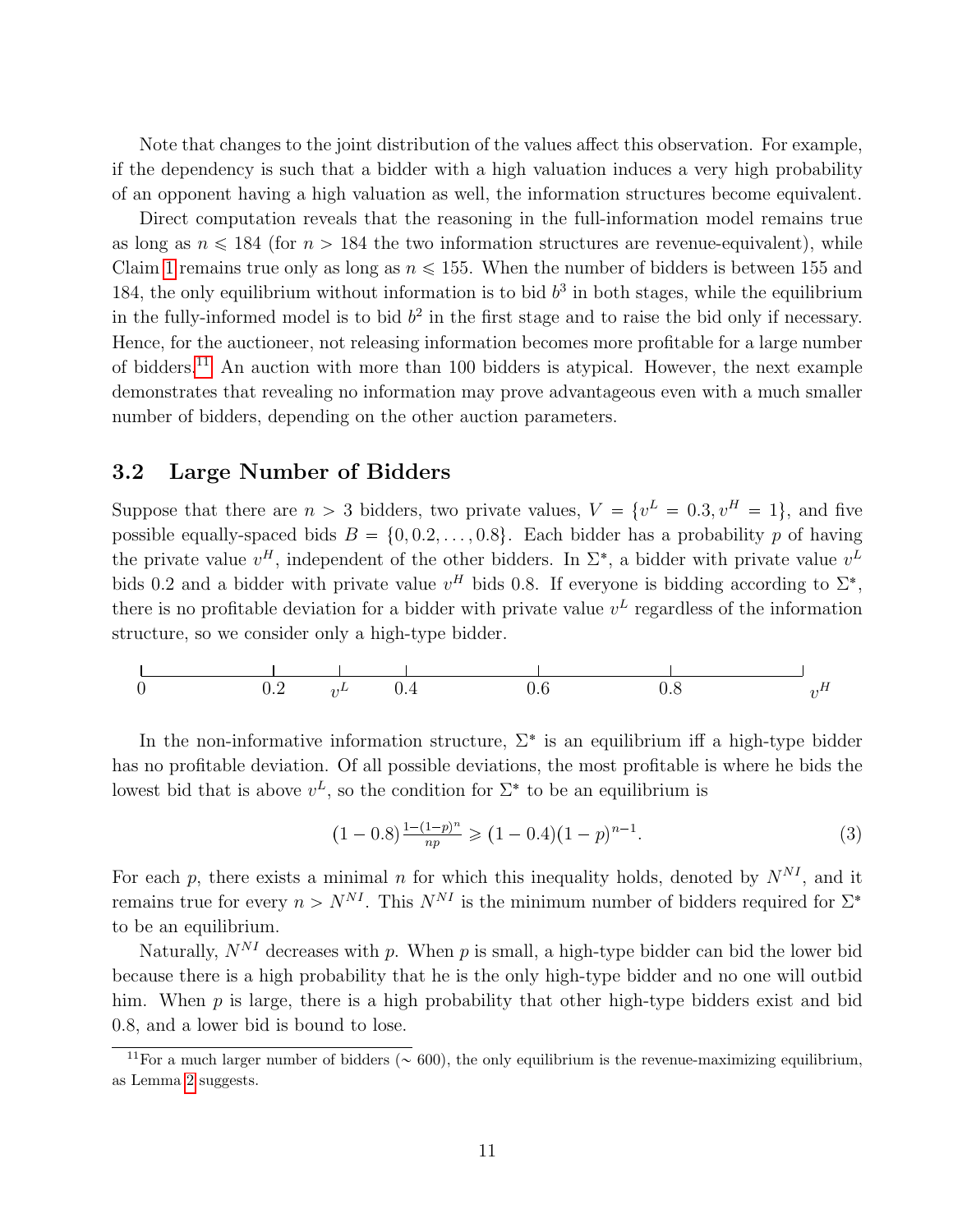Note that changes to the joint distribution of the values affect this observation. For example, if the dependency is such that a bidder with a high valuation induces a very high probability of an opponent having a high valuation as well, the information structures become equivalent.

Direct computation reveals that the reasoning in the full-information model remains true as long as $n \leqslant 184$ (for $n > 184$ the two information structures are revenue-equivalent), while Claim 1 remains true only as long as $n \leqslant 155$. When the number of bidders is between 155 and 184, the only equilibrium without information is to bid $b^3$ in both stages, while the equilibrium in the fully-informed model is to bid $b^2$ in the first stage and to raise the bid only if necessary. Hence, for the auctioneer, not releasing information becomes more profitable for a large number of bidders.[11] An auction with more than 100 bidders is atypical. However, the next example demonstrates that revealing no information may prove advantageous even with a much smaller number of bidders, depending on the other auction parameters.

## 3.2 Large Number of Bidders

Suppose that there are $n > 3$ bidders, two private values, $V = \{v^L = 0.3, v^H = 1\}$, and five possible equally-spaced bids $B = \{0, 0.2, \ldots, 0.8\}$. Each bidder has a probability $p$ of having the private value $v^H$, independent of the other bidders. In $\Sigma^*$, a bidder with private value $v^L$ bids 0.2 and a bidder with private value $v^H$ bids 0.8. If everyone is bidding according to $\Sigma^*$, there is no profitable deviation for a bidder with private value $v^L$ regardless of the information structure, so we consider only a high-type bidder.

0 — 0.2 — $v^L$ — 0.4 — 0.6 — 0.8 — $v^H$

In the non-informative information structure, $\Sigma^*$ is an equilibrium iff a high-type bidder has no profitable deviation. Of all possible deviations, the most profitable is where he bids the lowest bid that is above $v^L$, so the condition for $\Sigma^*$ to be an equilibrium is

$$(1 - 0.8)\tfrac{1-(1-p)^n}{np} \geqslant (1 - 0.4)(1 - p)^{n-1}. \tag{3}$$

For each $p$, there exists a minimal $n$ for which this inequality holds, denoted by $N^{NI}$, and it remains true for every $n > N^{NI}$. This $N^{NI}$ is the minimum number of bidders required for $\Sigma^*$ to be an equilibrium.

Naturally, $N^{NI}$ decreases with $p$. When $p$ is small, a high-type bidder can bid the lower bid because there is a high probability that he is the only high-type bidder and no one will outbid him. When $p$ is large, there is a high probability that other high-type bidders exist and bid 0.8, and a lower bid is bound to lose.

[11] For a much larger number of bidders ($\sim$ 600), the only equilibrium is the revenue-maximizing equilibrium, as Lemma 2 suggests.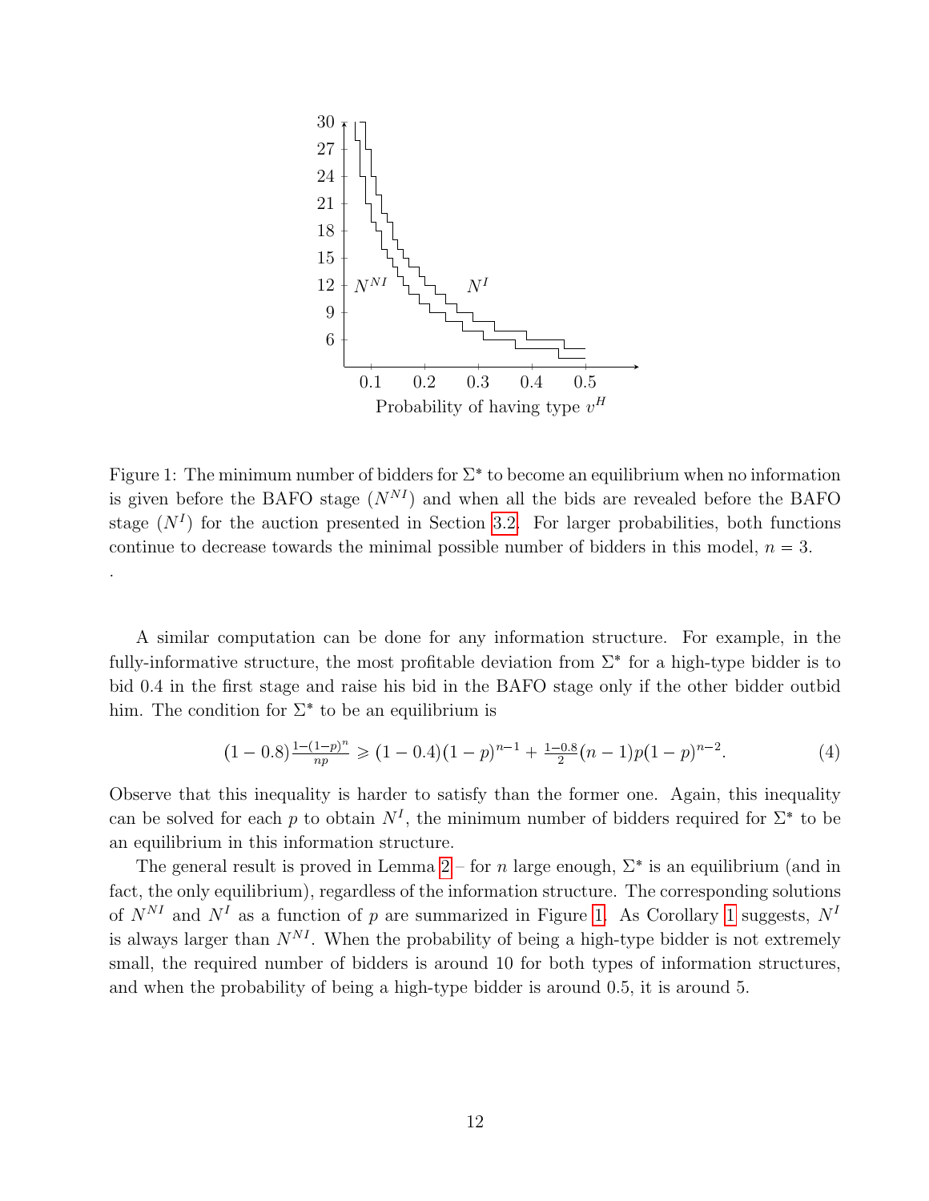Figure 1: The minimum number of bidders for $\Sigma^*$ to become an equilibrium when no information is given before the BAFO stage ($N^{NI}$) and when all the bids are revealed before the BAFO stage ($N^I$) for the auction presented in Section 3.2. For larger probabilities, both functions continue to decrease towards the minimal possible number of bidders in this model, $n = 3$.

.

A similar computation can be done for any information structure. For example, in the fully-informative structure, the most profitable deviation from $\Sigma^*$ for a high-type bidder is to bid 0.4 in the first stage and raise his bid in the BAFO stage only if the other bidder outbid him. The condition for $\Sigma^*$ to be an equilibrium is

$$(1-0.8)\tfrac{1-(1-p)^n}{np} \geqslant (1-0.4)(1-p)^{n-1} + \tfrac{1-0.8}{2}(n-1)p(1-p)^{n-2}. \tag{4}$$

Observe that this inequality is harder to satisfy than the former one. Again, this inequality can be solved for each $p$ to obtain $N^I$, the minimum number of bidders required for $\Sigma^*$ to be an equilibrium in this information structure.

The general result is proved in Lemma 2 – for $n$ large enough, $\Sigma^*$ is an equilibrium (and in fact, the only equilibrium), regardless of the information structure. The corresponding solutions of $N^{NI}$ and $N^I$ as a function of $p$ are summarized in Figure 1. As Corollary 1 suggests, $N^I$ is always larger than $N^{NI}$. When the probability of being a high-type bidder is not extremely small, the required number of bidders is around 10 for both types of information structures, and when the probability of being a high-type bidder is around 0.5, it is around 5.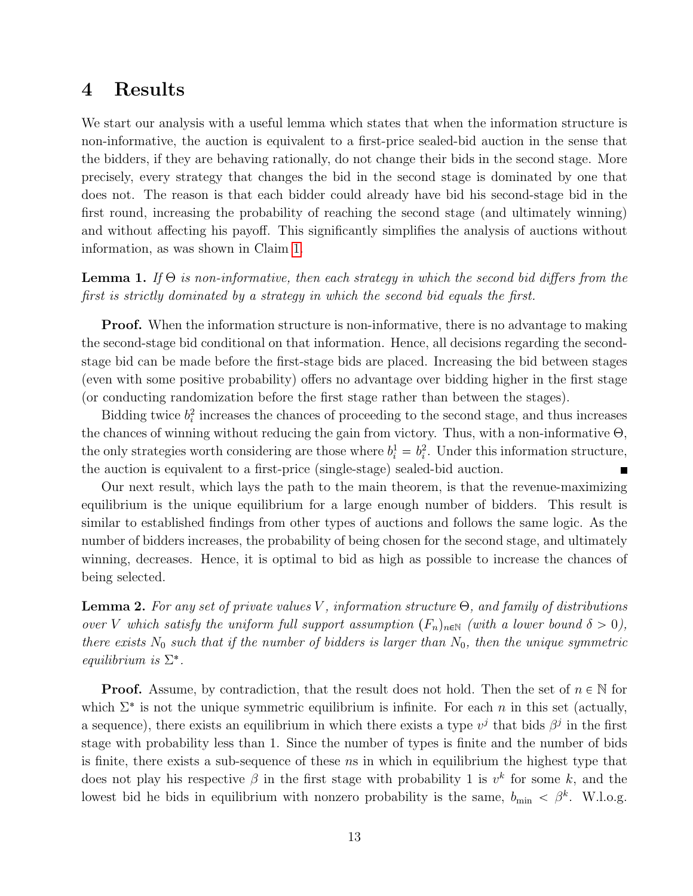# 4 Results

We start our analysis with a useful lemma which states that when the information structure is non-informative, the auction is equivalent to a first-price sealed-bid auction in the sense that the bidders, if they are behaving rationally, do not change their bids in the second stage. More precisely, every strategy that changes the bid in the second stage is dominated by one that does not. The reason is that each bidder could already have bid his second-stage bid in the first round, increasing the probability of reaching the second stage (and ultimately winning) and without affecting his payoff. This significantly simplifies the analysis of auctions without information, as was shown in Claim 1.

**Lemma 1.** *If $\Theta$ is non-informative, then each strategy in which the second bid differs from the first is strictly dominated by a strategy in which the second bid equals the first.*

**Proof.** When the information structure is non-informative, there is no advantage to making the second-stage bid conditional on that information. Hence, all decisions regarding the second-stage bid can be made before the first-stage bids are placed. Increasing the bid between stages (even with some positive probability) offers no advantage over bidding higher in the first stage (or conducting randomization before the first stage rather than between the stages).

Bidding twice $b_i^2$ increases the chances of proceeding to the second stage, and thus increases the chances of winning without reducing the gain from victory. Thus, with a non-informative $\Theta$, the only strategies worth considering are those where $b_i^1 = b_i^2$. Under this information structure, the auction is equivalent to a first-price (single-stage) sealed-bid auction. ■

Our next result, which lays the path to the main theorem, is that the revenue-maximizing equilibrium is the unique equilibrium for a large enough number of bidders. This result is similar to established findings from other types of auctions and follows the same logic. As the number of bidders increases, the probability of being chosen for the second stage, and ultimately winning, decreases. Hence, it is optimal to bid as high as possible to increase the chances of being selected.

**Lemma 2.** *For any set of private values $V$, information structure $\Theta$, and family of distributions over $V$ which satisfy the uniform full support assumption $(F_n)_{n\in\mathbb{N}}$ (with a lower bound $\delta > 0$), there exists $N_0$ such that if the number of bidders is larger than $N_0$, then the unique symmetric equilibrium is $\Sigma^*$.*

**Proof.** Assume, by contradiction, that the result does not hold. Then the set of $n \in \mathbb{N}$ for which $\Sigma^*$ is not the unique symmetric equilibrium is infinite. For each $n$ in this set (actually, a sequence), there exists an equilibrium in which there exists a type $v^j$ that bids $\beta^j$ in the first stage with probability less than 1. Since the number of types is finite and the number of bids is finite, there exists a sub-sequence of these $n$s in which in equilibrium the highest type that does not play his respective $\beta$ in the first stage with probability 1 is $v^k$ for some $k$, and the lowest bid he bids in equilibrium with nonzero probability is the same, $b_{\min} < \beta^k$. W.l.o.g.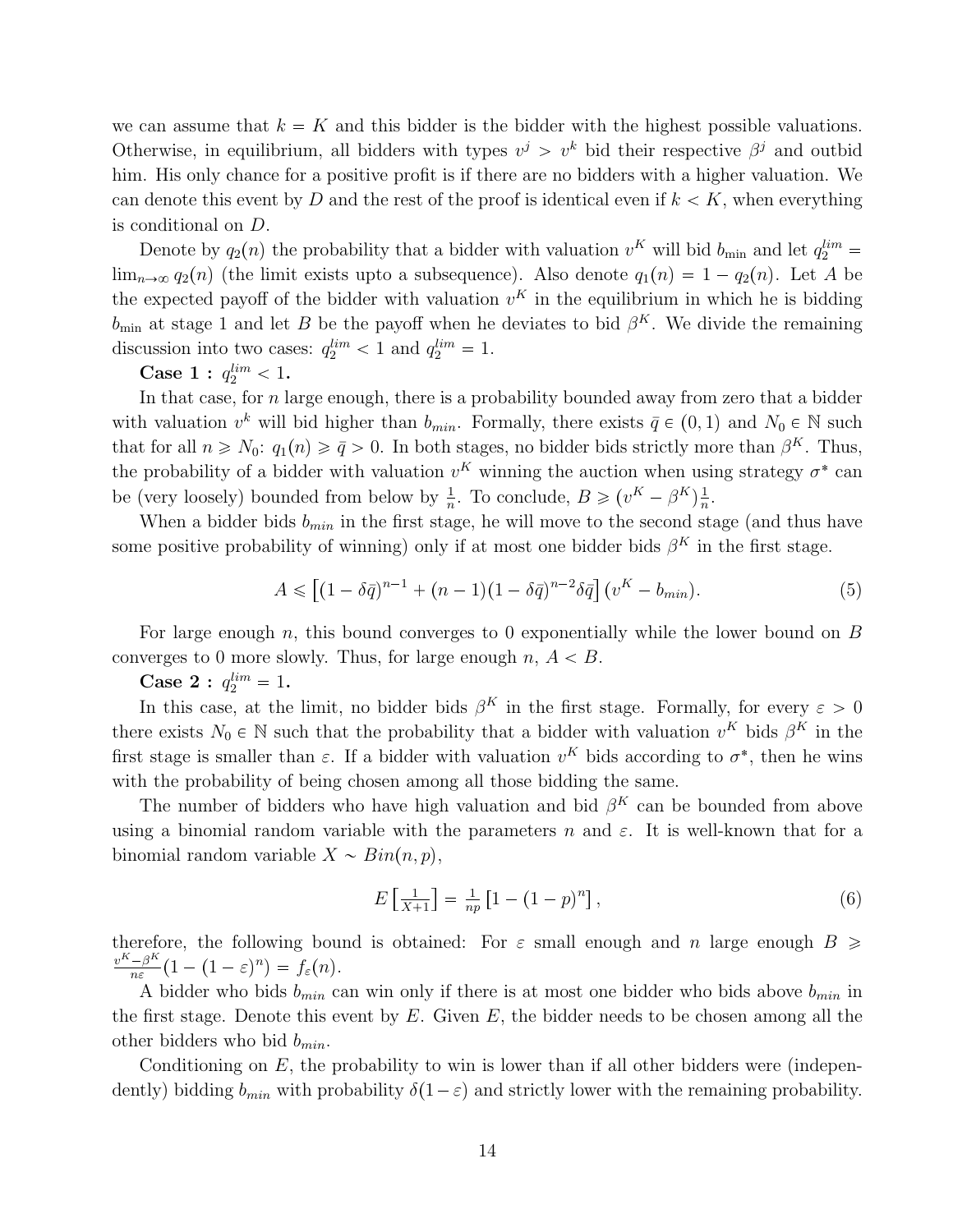we can assume that $k = K$ and this bidder is the bidder with the highest possible valuations. Otherwise, in equilibrium, all bidders with types $v^j > v^k$ bid their respective $\beta^j$ and outbid him. His only chance for a positive profit is if there are no bidders with a higher valuation. We can denote this event by $D$ and the rest of the proof is identical even if $k < K$, when everything is conditional on $D$.

Denote by $q_2(n)$ the probability that a bidder with valuation $v^K$ will bid $b_{\min}$ and let $q_2^{lim} = \lim_{n\to\infty} q_2(n)$ (the limit exists upto a subsequence). Also denote $q_1(n) = 1 - q_2(n)$. Let $A$ be the expected payoff of the bidder with valuation $v^K$ in the equilibrium in which he is bidding $b_{\min}$ at stage 1 and let $B$ be the payoff when he deviates to bid $\beta^K$. We divide the remaining discussion into two cases: $q_2^{lim} < 1$ and $q_2^{lim} = 1$.

**Case 1 : $q_2^{lim} < 1$.**

In that case, for $n$ large enough, there is a probability bounded away from zero that a bidder with valuation $v^k$ will bid higher than $b_{min}$. Formally, there exists $\bar{q} \in (0, 1)$ and $N_0 \in \mathbb{N}$ such that for all $n \geqslant N_0$: $q_1(n) \geqslant \bar{q} > 0$. In both stages, no bidder bids strictly more than $\beta^K$. Thus, the probability of a bidder with valuation $v^K$ winning the auction when using strategy $\sigma^*$ can be (very loosely) bounded from below by $\frac{1}{n}$. To conclude, $B \geqslant (v^K - \beta^K)\frac{1}{n}$.

When a bidder bids $b_{min}$ in the first stage, he will move to the second stage (and thus have some positive probability of winning) only if at most one bidder bids $\beta^K$ in the first stage.

$$A \leqslant \left[(1 - \delta\bar{q})^{n-1} + (n - 1)(1 - \delta\bar{q})^{n-2}\delta\bar{q}\right](v^K - b_{min}). \tag{5}$$

For large enough $n$, this bound converges to 0 exponentially while the lower bound on $B$ converges to 0 more slowly. Thus, for large enough $n$, $A < B$.

**Case 2 : $q_2^{lim} = 1$.**

In this case, at the limit, no bidder bids $\beta^K$ in the first stage. Formally, for every $\varepsilon > 0$ there exists $N_0 \in \mathbb{N}$ such that the probability that a bidder with valuation $v^K$ bids $\beta^K$ in the first stage is smaller than $\varepsilon$. If a bidder with valuation $v^K$ bids according to $\sigma^*$, then he wins with the probability of being chosen among all those bidding the same.

The number of bidders who have high valuation and bid $\beta^K$ can be bounded from above using a binomial random variable with the parameters $n$ and $\varepsilon$. It is well-known that for a binomial random variable $X \sim Bin(n, p)$,

$$E\left[\tfrac{1}{X+1}\right] = \tfrac{1}{np}\left[1 - (1 - p)^n\right], \tag{6}$$

therefore, the following bound is obtained: For $\varepsilon$ small enough and $n$ large enough $B \geqslant \frac{v^K - \beta^K}{n\varepsilon}(1 - (1 - \varepsilon)^n) = f_\varepsilon(n)$.

A bidder who bids $b_{min}$ can win only if there is at most one bidder who bids above $b_{min}$ in the first stage. Denote this event by $E$. Given $E$, the bidder needs to be chosen among all the other bidders who bid $b_{min}$.

Conditioning on $E$, the probability to win is lower than if all other bidders were (independently) bidding $b_{min}$ with probability $\delta(1-\varepsilon)$ and strictly lower with the remaining probability.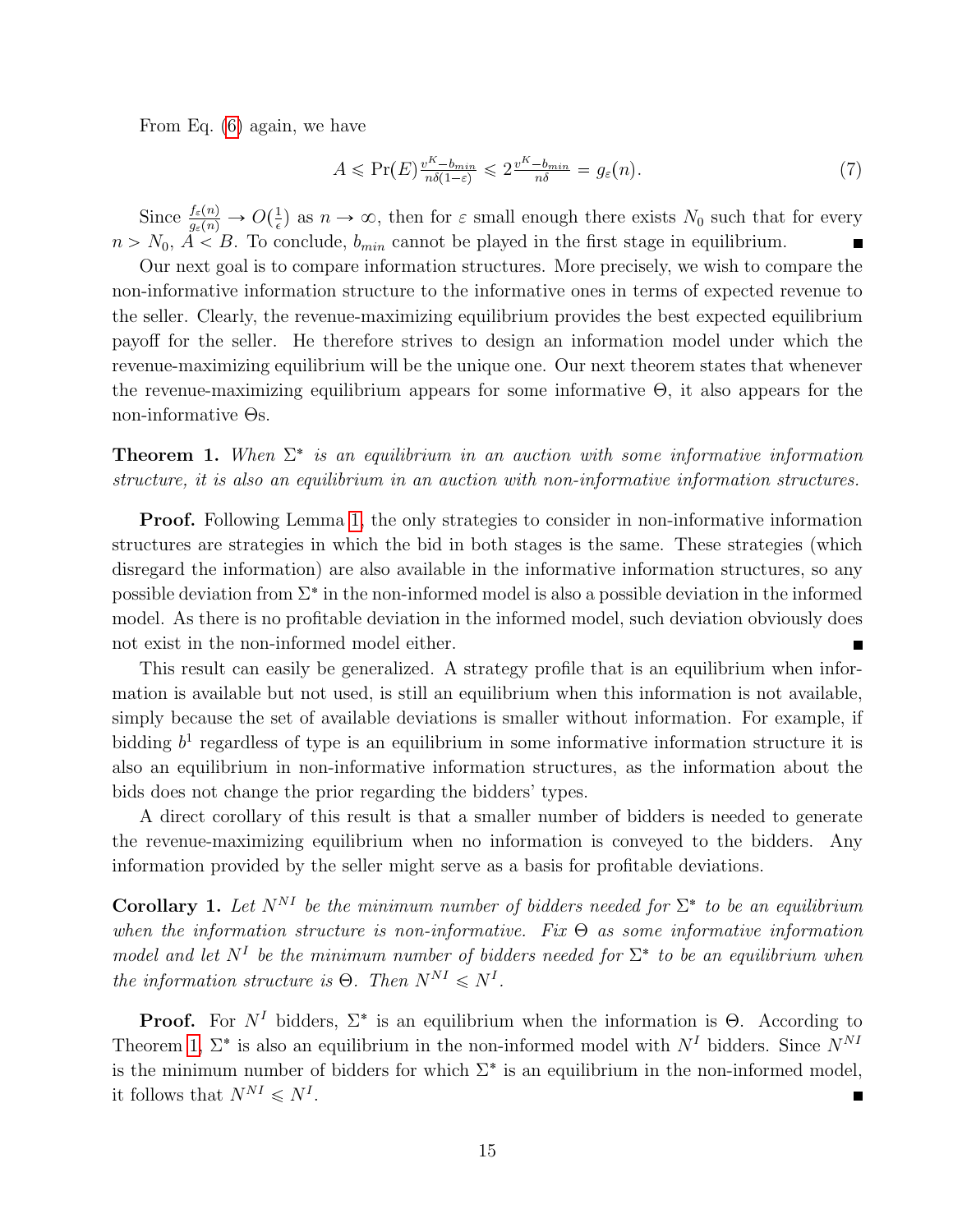From Eq. (6) again, we have

$$A \leqslant \Pr(E)\tfrac{v^K - b_{min}}{n\delta(1-\varepsilon)} \leqslant 2\tfrac{v^K - b_{min}}{n\delta} = g_\varepsilon(n). \tag{7}$$

Since $\frac{f_\varepsilon(n)}{g_\varepsilon(n)} \to O(\frac{1}{\epsilon})$ as $n \to \infty$, then for $\varepsilon$ small enough there exists $N_0$ such that for every $n > N_0$, $A < B$. To conclude, $b_{min}$ cannot be played in the first stage in equilibrium. ■

Our next goal is to compare information structures. More precisely, we wish to compare the non-informative information structure to the informative ones in terms of expected revenue to the seller. Clearly, the revenue-maximizing equilibrium provides the best expected equilibrium payoff for the seller. He therefore strives to design an information model under which the revenue-maximizing equilibrium will be the unique one. Our next theorem states that whenever the revenue-maximizing equilibrium appears for some informative $\Theta$, it also appears for the non-informative $\Theta$s.

**Theorem 1.** *When $\Sigma^*$ is an equilibrium in an auction with some informative information structure, it is also an equilibrium in an auction with non-informative information structures.*

**Proof.** Following Lemma 1, the only strategies to consider in non-informative information structures are strategies in which the bid in both stages is the same. These strategies (which disregard the information) are also available in the informative information structures, so any possible deviation from $\Sigma^*$ in the non-informed model is also a possible deviation in the informed model. As there is no profitable deviation in the informed model, such deviation obviously does not exist in the non-informed model either. ■

This result can easily be generalized. A strategy profile that is an equilibrium when information is available but not used, is still an equilibrium when this information is not available, simply because the set of available deviations is smaller without information. For example, if bidding $b^1$ regardless of type is an equilibrium in some informative information structure it is also an equilibrium in non-informative information structures, as the information about the bids does not change the prior regarding the bidders' types.

A direct corollary of this result is that a smaller number of bidders is needed to generate the revenue-maximizing equilibrium when no information is conveyed to the bidders. Any information provided by the seller might serve as a basis for profitable deviations.

**Corollary 1.** *Let $N^{NI}$ be the minimum number of bidders needed for $\Sigma^*$ to be an equilibrium when the information structure is non-informative. Fix $\Theta$ as some informative information model and let $N^I$ be the minimum number of bidders needed for $\Sigma^*$ to be an equilibrium when the information structure is $\Theta$. Then $N^{NI} \leqslant N^I$.*

**Proof.** For $N^I$ bidders, $\Sigma^*$ is an equilibrium when the information is $\Theta$. According to Theorem 1, $\Sigma^*$ is also an equilibrium in the non-informed model with $N^I$ bidders. Since $N^{NI}$ is the minimum number of bidders for which $\Sigma^*$ is an equilibrium in the non-informed model, it follows that $N^{NI} \leqslant N^I$. ■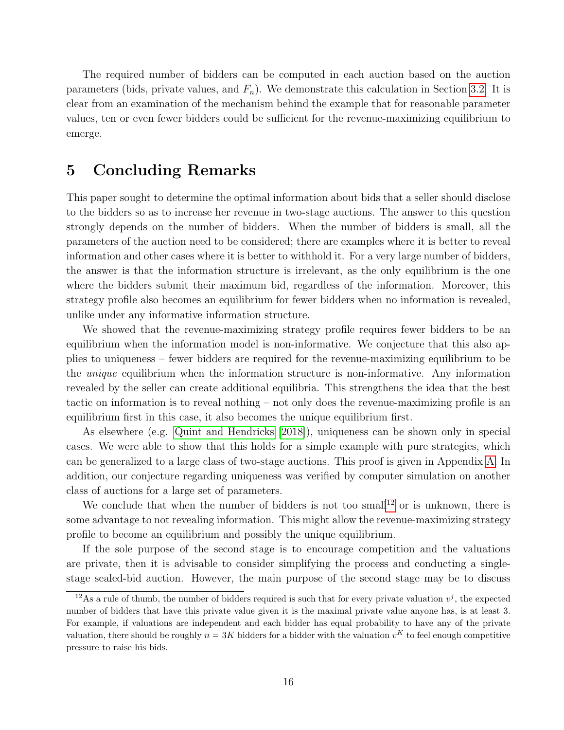The required number of bidders can be computed in each auction based on the auction parameters (bids, private values, and $F_n$). We demonstrate this calculation in Section 3.2. It is clear from an examination of the mechanism behind the example that for reasonable parameter values, ten or even fewer bidders could be sufficient for the revenue-maximizing equilibrium to emerge.

# 5 Concluding Remarks

This paper sought to determine the optimal information about bids that a seller should disclose to the bidders so as to increase her revenue in two-stage auctions. The answer to this question strongly depends on the number of bidders. When the number of bidders is small, all the parameters of the auction need to be considered; there are examples where it is better to reveal information and other cases where it is better to withhold it. For a very large number of bidders, the answer is that the information structure is irrelevant, as the only equilibrium is the one where the bidders submit their maximum bid, regardless of the information. Moreover, this strategy profile also becomes an equilibrium for fewer bidders when no information is revealed, unlike under any informative information structure.

We showed that the revenue-maximizing strategy profile requires fewer bidders to be an equilibrium when the information model is non-informative. We conjecture that this also applies to uniqueness – fewer bidders are required for the revenue-maximizing equilibrium to be the *unique* equilibrium when the information structure is non-informative. Any information revealed by the seller can create additional equilibria. This strengthens the idea that the best tactic on information is to reveal nothing – not only does the revenue-maximizing profile is an equilibrium first in this case, it also becomes the unique equilibrium first.

As elsewhere (e.g. Quint and Hendricks [2018]), uniqueness can be shown only in special cases. We were able to show that this holds for a simple example with pure strategies, which can be generalized to a large class of two-stage auctions. This proof is given in Appendix A. In addition, our conjecture regarding uniqueness was verified by computer simulation on another class of auctions for a large set of parameters.

We conclude that when the number of bidders is not too small[12] or is unknown, there is some advantage to not revealing information. This might allow the revenue-maximizing strategy profile to become an equilibrium and possibly the unique equilibrium.

If the sole purpose of the second stage is to encourage competition and the valuations are private, then it is advisable to consider simplifying the process and conducting a single-stage sealed-bid auction. However, the main purpose of the second stage may be to discuss

[12] As a rule of thumb, the number of bidders required is such that for every private valuation $v^j$, the expected number of bidders that have this private value given it is the maximal private value anyone has, is at least 3. For example, if valuations are independent and each bidder has equal probability to have any of the private valuation, there should be roughly $n = 3K$ bidders for a bidder with the valuation $v^K$ to feel enough competitive pressure to raise his bids.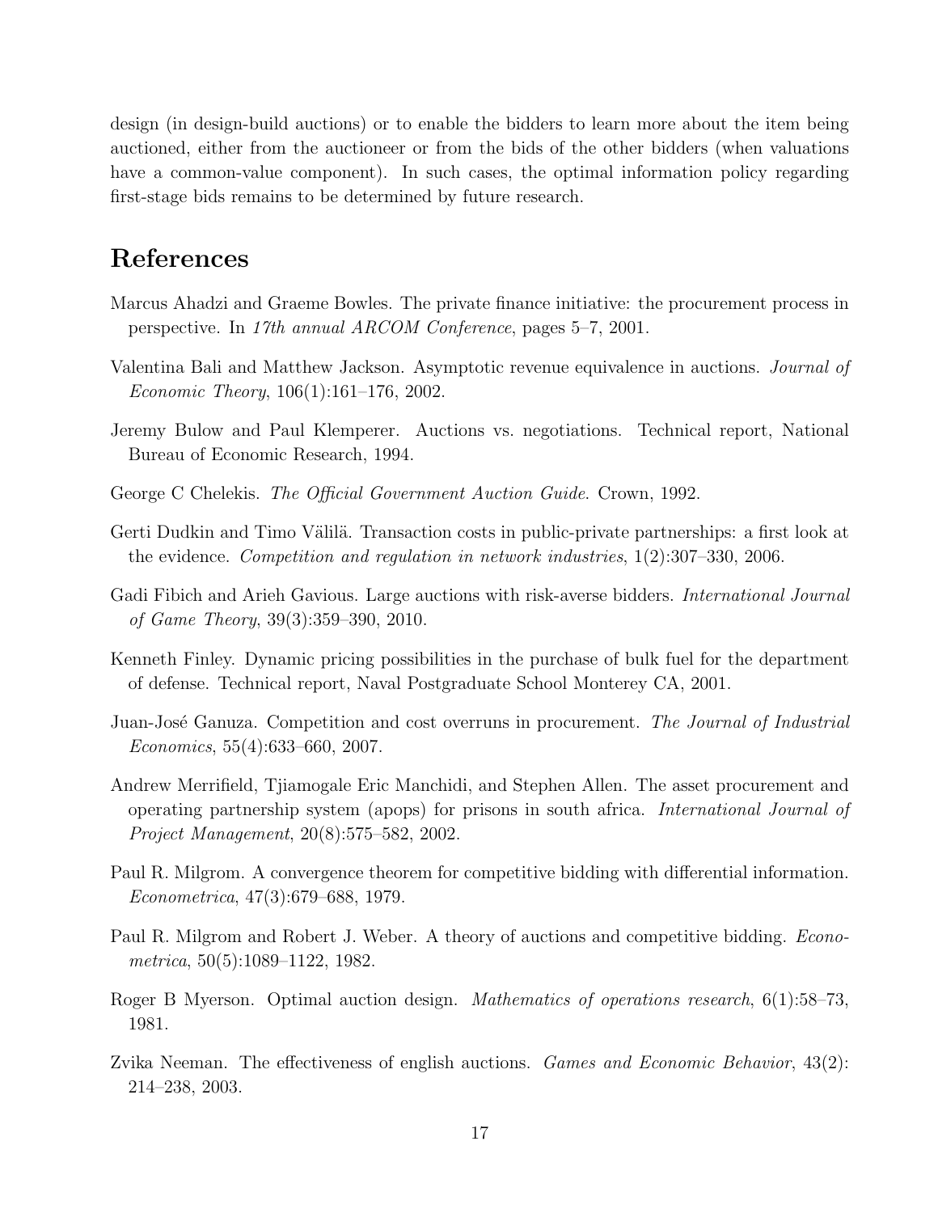design (in design-build auctions) or to enable the bidders to learn more about the item being auctioned, either from the auctioneer or from the bids of the other bidders (when valuations have a common-value component). In such cases, the optimal information policy regarding first-stage bids remains to be determined by future research.

## References

Marcus Ahadzi and Graeme Bowles. The private finance initiative: the procurement process in perspective. In *17th annual ARCOM Conference*, pages 5–7, 2001.

Valentina Bali and Matthew Jackson. Asymptotic revenue equivalence in auctions. *Journal of Economic Theory*, 106(1):161–176, 2002.

Jeremy Bulow and Paul Klemperer. Auctions vs. negotiations. Technical report, National Bureau of Economic Research, 1994.

George C Chelekis. *The Official Government Auction Guide*. Crown, 1992.

Gerti Dudkin and Timo Välilä. Transaction costs in public-private partnerships: a first look at the evidence. *Competition and regulation in network industries*, 1(2):307–330, 2006.

Gadi Fibich and Arieh Gavious. Large auctions with risk-averse bidders. *International Journal of Game Theory*, 39(3):359–390, 2010.

Kenneth Finley. Dynamic pricing possibilities in the purchase of bulk fuel for the department of defense. Technical report, Naval Postgraduate School Monterey CA, 2001.

Juan-José Ganuza. Competition and cost overruns in procurement. *The Journal of Industrial Economics*, 55(4):633–660, 2007.

Andrew Merrifield, Tjiamogale Eric Manchidi, and Stephen Allen. The asset procurement and operating partnership system (apops) for prisons in south africa. *International Journal of Project Management*, 20(8):575–582, 2002.

Paul R. Milgrom. A convergence theorem for competitive bidding with differential information. *Econometrica*, 47(3):679–688, 1979.

Paul R. Milgrom and Robert J. Weber. A theory of auctions and competitive bidding. *Econometrica*, 50(5):1089–1122, 1982.

Roger B Myerson. Optimal auction design. *Mathematics of operations research*, 6(1):58–73, 1981.

Zvika Neeman. The effectiveness of english auctions. *Games and Economic Behavior*, 43(2): 214–238, 2003.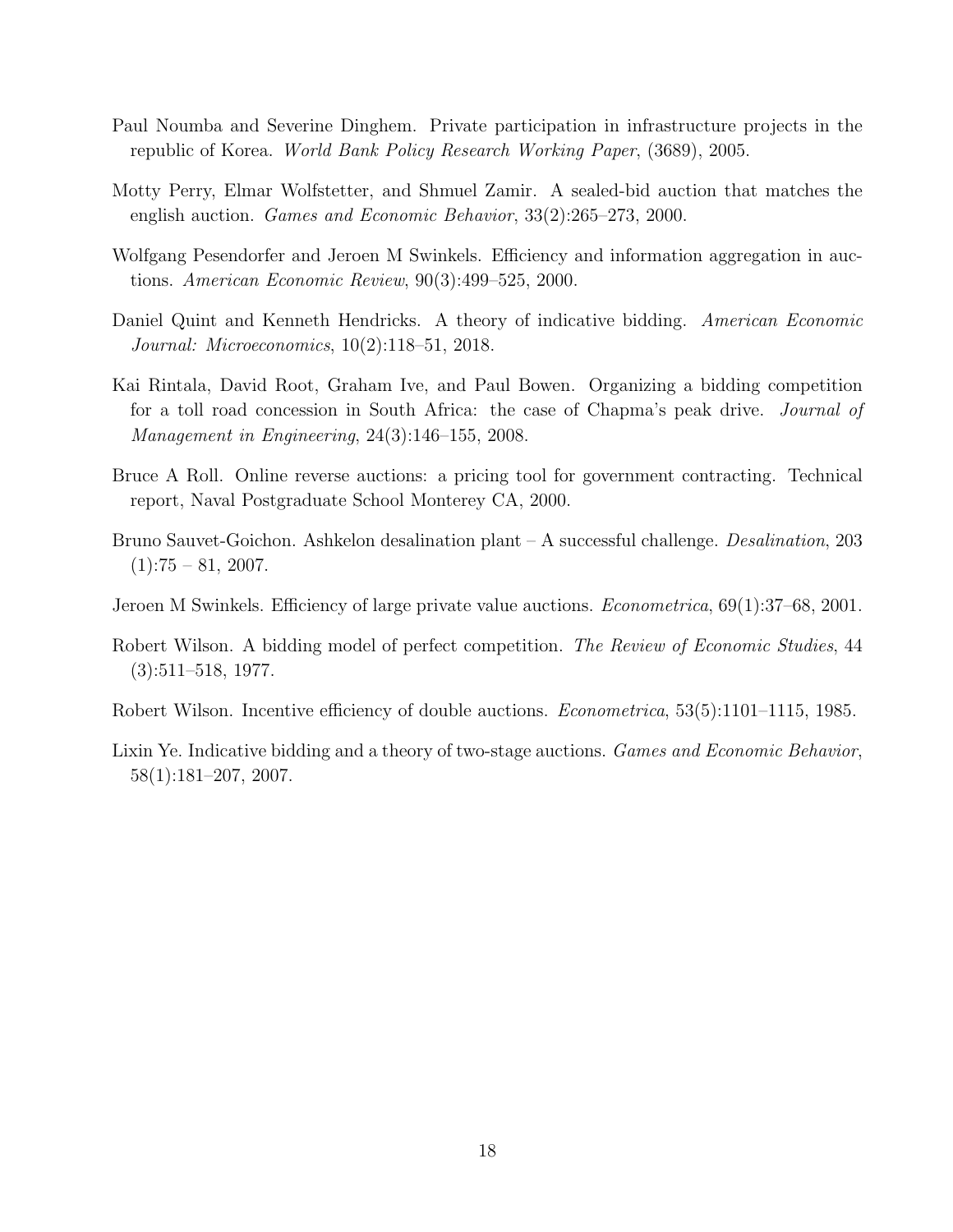Paul Noumba and Severine Dinghem. Private participation in infrastructure projects in the republic of Korea. *World Bank Policy Research Working Paper*, (3689), 2005.

Motty Perry, Elmar Wolfstetter, and Shmuel Zamir. A sealed-bid auction that matches the english auction. *Games and Economic Behavior*, 33(2):265–273, 2000.

Wolfgang Pesendorfer and Jeroen M Swinkels. Efficiency and information aggregation in auctions. *American Economic Review*, 90(3):499–525, 2000.

Daniel Quint and Kenneth Hendricks. A theory of indicative bidding. *American Economic Journal: Microeconomics*, 10(2):118–51, 2018.

Kai Rintala, David Root, Graham Ive, and Paul Bowen. Organizing a bidding competition for a toll road concession in South Africa: the case of Chapma's peak drive. *Journal of Management in Engineering*, 24(3):146–155, 2008.

Bruce A Roll. Online reverse auctions: a pricing tool for government contracting. Technical report, Naval Postgraduate School Monterey CA, 2000.

Bruno Sauvet-Goichon. Ashkelon desalination plant – A successful challenge. *Desalination*, 203 (1):75 – 81, 2007.

Jeroen M Swinkels. Efficiency of large private value auctions. *Econometrica*, 69(1):37–68, 2001.

Robert Wilson. A bidding model of perfect competition. *The Review of Economic Studies*, 44 (3):511–518, 1977.

Robert Wilson. Incentive efficiency of double auctions. *Econometrica*, 53(5):1101–1115, 1985.

Lixin Ye. Indicative bidding and a theory of two-stage auctions. *Games and Economic Behavior*, 58(1):181–207, 2007.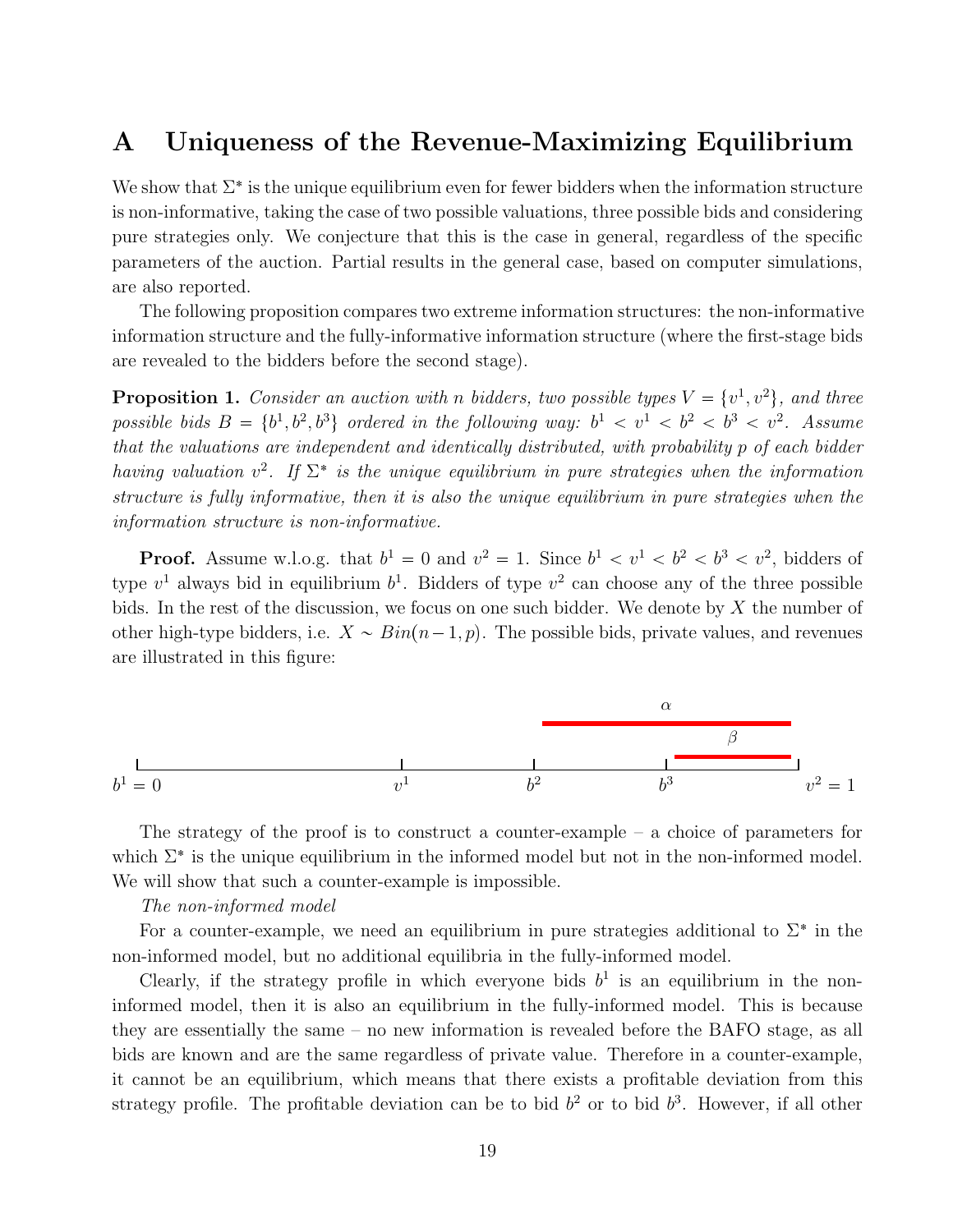# A Uniqueness of the Revenue-Maximizing Equilibrium

We show that $\Sigma^*$ is the unique equilibrium even for fewer bidders when the information structure is non-informative, taking the case of two possible valuations, three possible bids and considering pure strategies only. We conjecture that this is the case in general, regardless of the specific parameters of the auction. Partial results in the general case, based on computer simulations, are also reported.

The following proposition compares two extreme information structures: the non-informative information structure and the fully-informative information structure (where the first-stage bids are revealed to the bidders before the second stage).

**Proposition 1.** *Consider an auction with $n$ bidders, two possible types $V = \{v^1, v^2\}$, and three possible bids $B = \{b^1, b^2, b^3\}$ ordered in the following way: $b^1 < v^1 < b^2 < b^3 < v^2$. Assume that the valuations are independent and identically distributed, with probability $p$ of each bidder having valuation $v^2$. If $\Sigma^*$ is the unique equilibrium in pure strategies when the information structure is fully informative, then it is also the unique equilibrium in pure strategies when the information structure is non-informative.*

**Proof.** Assume w.l.o.g. that $b^1 = 0$ and $v^2 = 1$. Since $b^1 < v^1 < b^2 < b^3 < v^2$, bidders of type $v^1$ always bid in equilibrium $b^1$. Bidders of type $v^2$ can choose any of the three possible bids. In the rest of the discussion, we focus on one such bidder. We denote by $X$ the number of other high-type bidders, i.e. $X \sim Bin(n-1, p)$. The possible bids, private values, and revenues are illustrated in this figure:

The strategy of the proof is to construct a counter-example – a choice of parameters for which $\Sigma^*$ is the unique equilibrium in the informed model but not in the non-informed model. We will show that such a counter-example is impossible.

*The non-informed model*

For a counter-example, we need an equilibrium in pure strategies additional to $\Sigma^*$ in the non-informed model, but no additional equilibria in the fully-informed model.

Clearly, if the strategy profile in which everyone bids $b^1$ is an equilibrium in the non-informed model, then it is also an equilibrium in the fully-informed model. This is because they are essentially the same – no new information is revealed before the BAFO stage, as all bids are known and are the same regardless of private value. Therefore in a counter-example, it cannot be an equilibrium, which means that there exists a profitable deviation from this strategy profile. The profitable deviation can be to bid $b^2$ or to bid $b^3$. However, if all other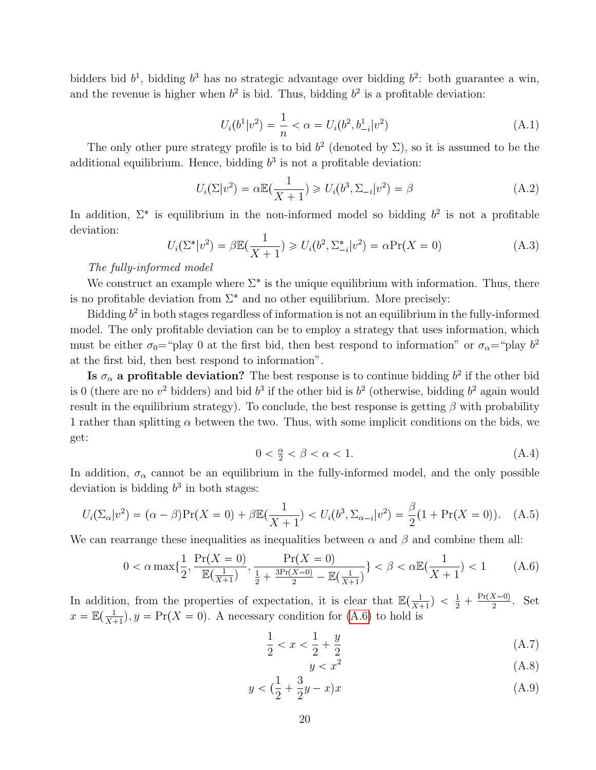bidders bid $b^1$, bidding $b^3$ has no strategic advantage over bidding $b^2$: both guarantee a win, and the revenue is higher when $b^2$ is bid. Thus, bidding $b^2$ is a profitable deviation:

$$U_i(b^1|v^2) = \frac{1}{n} < \alpha = U_i(b^2, b^1_{-i}|v^2) \tag{A.1}$$

The only other pure strategy profile is to bid $b^2$ (denoted by $\Sigma$), so it is assumed to be the additional equilibrium. Hence, bidding $b^3$ is not a profitable deviation:

$$U_i(\Sigma|v^2) = \alpha\mathbb{E}(\frac{1}{X+1}) \geqslant U_i(b^3, \Sigma_{-i}|v^2) = \beta \tag{A.2}$$

In addition, $\Sigma^*$ is equilibrium in the non-informed model so bidding $b^2$ is not a profitable deviation:

$$U_i(\Sigma^*|v^2) = \beta\mathbb{E}(\frac{1}{X+1}) \geqslant U_i(b^2, \Sigma^*_{-i}|v^2) = \alpha\Pr(X=0) \tag{A.3}$$

*The fully-informed model*

We construct an example where $\Sigma^*$ is the unique equilibrium with information. Thus, there is no profitable deviation from $\Sigma^*$ and no other equilibrium. More precisely:

Bidding $b^2$ in both stages regardless of information is not an equilibrium in the fully-informed model. The only profitable deviation can be to employ a strategy that uses information, which must be either $\sigma_0$="play 0 at the first bid, then best respond to information" or $\sigma_\alpha$="play $b^2$ at the first bid, then best respond to information".

**Is $\sigma_\alpha$ a profitable deviation?** The best response is to continue bidding $b^2$ if the other bid is 0 (there are no $v^2$ bidders) and bid $b^3$ if the other bid is $b^2$ (otherwise, bidding $b^2$ again would result in the equilibrium strategy). To conclude, the best response is getting $\beta$ with probability 1 rather than splitting $\alpha$ between the two. Thus, with some implicit conditions on the bids, we get:

$$0 < \tfrac{\alpha}{2} < \beta < \alpha < 1. \tag{A.4}$$

In addition, $\sigma_\alpha$ cannot be an equilibrium in the fully-informed model, and the only possible deviation is bidding $b^3$ in both stages:

$$U_i(\Sigma_\alpha|v^2) = (\alpha-\beta)\Pr(X=0) + \beta\mathbb{E}(\frac{1}{X+1}) < U_i(b^3, \Sigma_{\alpha-i}|v^2) = \frac{\beta}{2}(1+\Pr(X=0)). \tag{A.5}$$

We can rearrange these inequalities as inequalities between $\alpha$ and $\beta$ and combine them all:

$$0 < \alpha\max\{\frac{1}{2}, \frac{\Pr(X=0)}{\mathbb{E}(\frac{1}{X+1})}, \frac{\Pr(X=0)}{\frac{1}{2}+\frac{3\Pr(X=0)}{2}-\mathbb{E}(\frac{1}{X+1})}\} < \beta < \alpha\mathbb{E}(\frac{1}{X+1}) < 1 \tag{A.6}$$

In addition, from the properties of expectation, it is clear that $\mathbb{E}(\frac{1}{X+1}) < \frac{1}{2} + \frac{\Pr(X=0)}{2}$. Set $x = \mathbb{E}(\frac{1}{X+1}), y = \Pr(X=0)$. A necessary condition for (A.6) to hold is

$$\frac{1}{2} < x < \frac{1}{2} + \frac{y}{2} \tag{A.7}$$

$$y < x^2 \tag{A.8}$$

$$y < (\frac{1}{2} + \frac{3}{2}y - x)x \tag{A.9}$$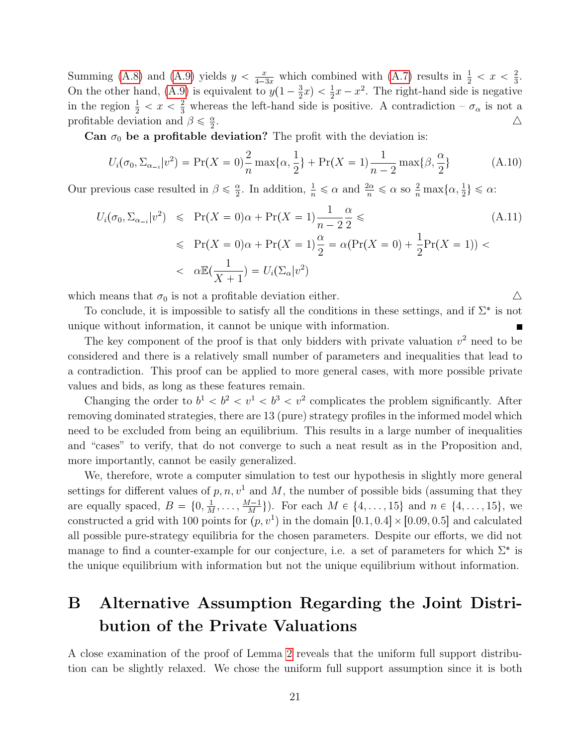Summing (A.8) and (A.9) yields $y < \frac{x}{4-3x}$ which combined with (A.7) results in $\frac{1}{2} < x < \frac{2}{3}$. On the other hand, (A.9) is equivalent to $y(1 - \frac{3}{2}x) < \frac{1}{2}x - x^2$. The right-hand side is negative in the region $\frac{1}{2} < x < \frac{2}{3}$ whereas the left-hand side is positive. A contradiction – $\sigma_\alpha$ is not a profitable deviation and $\beta \leqslant \frac{\alpha}{2}$. △

**Can $\sigma_0$ be a profitable deviation?** The profit with the deviation is:

$$U_i(\sigma_0, \Sigma_{\alpha_{-i}} | v^2) = \Pr(X = 0)\frac{2}{n}\max\{\alpha, \frac{1}{2}\} + \Pr(X = 1)\frac{1}{n-2}\max\{\beta, \frac{\alpha}{2}\} \tag{A.10}$$

Our previous case resulted in $\beta \leqslant \frac{\alpha}{2}$. In addition, $\frac{1}{n} \leqslant \alpha$ and $\frac{2\alpha}{n} \leqslant \alpha$ so $\frac{2}{n}\max\{\alpha, \frac{1}{2}\} \leqslant \alpha$:

$$\begin{aligned}
U_i(\sigma_0, \Sigma_{\alpha_{-i}} | v^2) &\leqslant \Pr(X = 0)\alpha + \Pr(X = 1)\frac{1}{n-2}\frac{\alpha}{2} \leqslant \\
&\leqslant \Pr(X = 0)\alpha + \Pr(X = 1)\frac{\alpha}{2} = \alpha(\Pr(X = 0) + \frac{1}{2}\Pr(X = 1)) < \\
&< \alpha\mathbb{E}(\frac{1}{X+1}) = U_i(\Sigma_\alpha | v^2)
\end{aligned} \tag{A.11}$$

which means that $\sigma_0$ is not a profitable deviation either. △

To conclude, it is impossible to satisfy all the conditions in these settings, and if $\Sigma^*$ is not unique without information, it cannot be unique with information. ■

The key component of the proof is that only bidders with private valuation $v^2$ need to be considered and there is a relatively small number of parameters and inequalities that lead to a contradiction. This proof can be applied to more general cases, with more possible private values and bids, as long as these features remain.

Changing the order to $b^1 < b^2 < v^1 < b^3 < v^2$ complicates the problem significantly. After removing dominated strategies, there are 13 (pure) strategy profiles in the informed model which need to be excluded from being an equilibrium. This results in a large number of inequalities and "cases" to verify, that do not converge to such a neat result as in the Proposition and, more importantly, cannot be easily generalized.

We, therefore, wrote a computer simulation to test our hypothesis in slightly more general settings for different values of $p, n, v^1$ and $M$, the number of possible bids (assuming that they are equally spaced, $B = \{0, \frac{1}{M}, \ldots, \frac{M-1}{M}\}$). For each $M \in \{4, \ldots, 15\}$ and $n \in \{4, \ldots, 15\}$, we constructed a grid with 100 points for $(p, v^1)$ in the domain $[0.1, 0.4] \times [0.09, 0.5]$ and calculated all possible pure-strategy equilibria for the chosen parameters. Despite our efforts, we did not manage to find a counter-example for our conjecture, i.e. a set of parameters for which $\Sigma^*$ is the unique equilibrium with information but not the unique equilibrium without information.

# B Alternative Assumption Regarding the Joint Distribution of the Private Valuations

A close examination of the proof of Lemma 2 reveals that the uniform full support distribution can be slightly relaxed. We chose the uniform full support assumption since it is both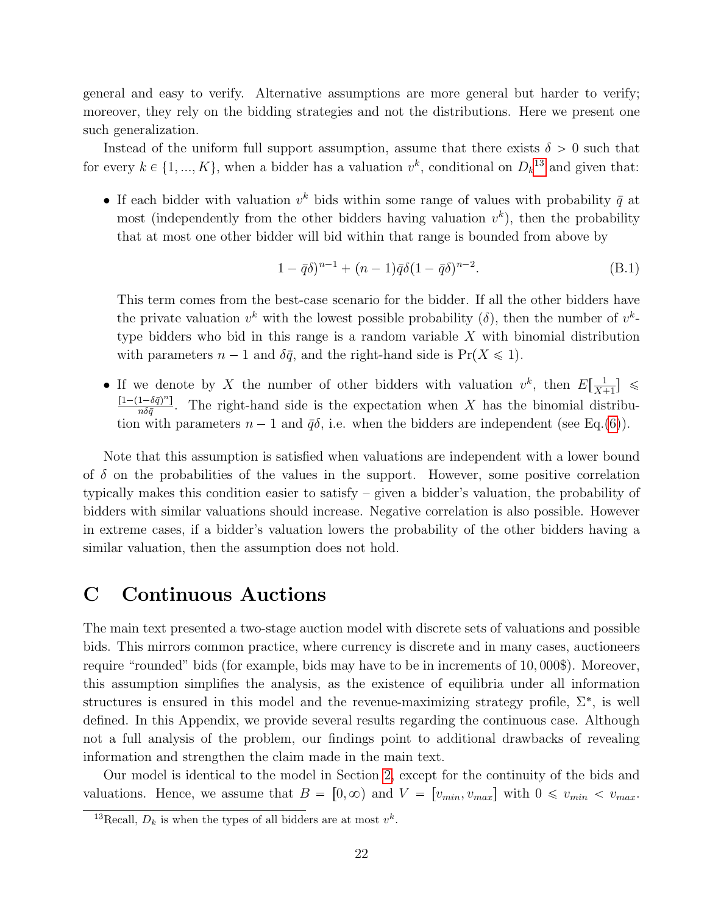general and easy to verify. Alternative assumptions are more general but harder to verify; moreover, they rely on the bidding strategies and not the distributions. Here we present one such generalization.

Instead of the uniform full support assumption, assume that there exists $\delta > 0$ such that for every $k \in \{1, ..., K\}$, when a bidder has a valuation $v^k$, conditional on $D_k$[13] and given that:

- If each bidder with valuation $v^k$ bids within some range of values with probability $\bar{q}$ at most (independently from the other bidders having valuation $v^k$), then the probability that at most one other bidder will bid within that range is bounded from above by

$$1 - \bar{q}\delta)^{n-1} + (n-1)\bar{q}\delta(1 - \bar{q}\delta)^{n-2}. \tag{B.1}$$

  This term comes from the best-case scenario for the bidder. If all the other bidders have the private valuation $v^k$ with the lowest possible probability ($\delta$), then the number of $v^k$-type bidders who bid in this range is a random variable $X$ with binomial distribution with parameters $n-1$ and $\delta\bar{q}$, and the right-hand side is $\Pr(X \leqslant 1)$.

- If we denote by $X$ the number of other bidders with valuation $v^k$, then $E[\frac{1}{X+1}] \leqslant \frac{[1-(1-\delta\bar{q})^n]}{n\delta\bar{q}}$. The right-hand side is the expectation when $X$ has the binomial distribution with parameters $n-1$ and $\bar{q}\delta$, i.e. when the bidders are independent (see Eq.(6)).

Note that this assumption is satisfied when valuations are independent with a lower bound of $\delta$ on the probabilities of the values in the support. However, some positive correlation typically makes this condition easier to satisfy – given a bidder's valuation, the probability of bidders with similar valuations should increase. Negative correlation is also possible. However in extreme cases, if a bidder's valuation lowers the probability of the other bidders having a similar valuation, then the assumption does not hold.

# C Continuous Auctions

The main text presented a two-stage auction model with discrete sets of valuations and possible bids. This mirrors common practice, where currency is discrete and in many cases, auctioneers require "rounded" bids (for example, bids may have to be in increments of 10,000$). Moreover, this assumption simplifies the analysis, as the existence of equilibria under all information structures is ensured in this model and the revenue-maximizing strategy profile, $\Sigma^*$, is well defined. In this Appendix, we provide several results regarding the continuous case. Although not a full analysis of the problem, our findings point to additional drawbacks of revealing information and strengthen the claim made in the main text.

Our model is identical to the model in Section 2, except for the continuity of the bids and valuations. Hence, we assume that $B = [0, \infty)$ and $V = [v_{min}, v_{max}]$ with $0 \leqslant v_{min} < v_{max}$.

[13] Recall, $D_k$ is when the types of all bidders are at most $v^k$.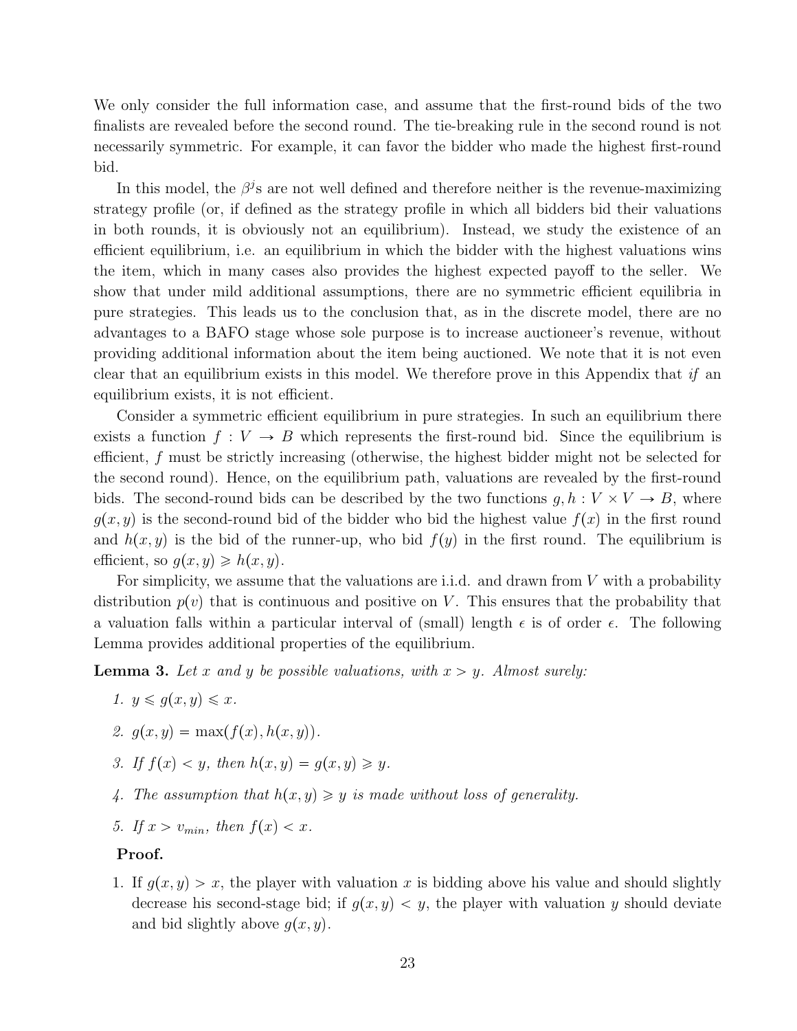We only consider the full information case, and assume that the first-round bids of the two finalists are revealed before the second round. The tie-breaking rule in the second round is not necessarily symmetric. For example, it can favor the bidder who made the highest first-round bid.

In this model, the $\beta^j$s are not well defined and therefore neither is the revenue-maximizing strategy profile (or, if defined as the strategy profile in which all bidders bid their valuations in both rounds, it is obviously not an equilibrium). Instead, we study the existence of an efficient equilibrium, i.e. an equilibrium in which the bidder with the highest valuations wins the item, which in many cases also provides the highest expected payoff to the seller. We show that under mild additional assumptions, there are no symmetric efficient equilibria in pure strategies. This leads us to the conclusion that, as in the discrete model, there are no advantages to a BAFO stage whose sole purpose is to increase auctioneer's revenue, without providing additional information about the item being auctioned. We note that it is not even clear that an equilibrium exists in this model. We therefore prove in this Appendix that *if* an equilibrium exists, it is not efficient.

Consider a symmetric efficient equilibrium in pure strategies. In such an equilibrium there exists a function $f : V \to B$ which represents the first-round bid. Since the equilibrium is efficient, $f$ must be strictly increasing (otherwise, the highest bidder might not be selected for the second round). Hence, on the equilibrium path, valuations are revealed by the first-round bids. The second-round bids can be described by the two functions $g, h : V \times V \to B$, where $g(x, y)$ is the second-round bid of the bidder who bid the highest value $f(x)$ in the first round and $h(x, y)$ is the bid of the runner-up, who bid $f(y)$ in the first round. The equilibrium is efficient, so $g(x, y) \geqslant h(x, y)$.

For simplicity, we assume that the valuations are i.i.d. and drawn from $V$ with a probability distribution $p(v)$ that is continuous and positive on $V$. This ensures that the probability that a valuation falls within a particular interval of (small) length $\epsilon$ is of order $\epsilon$. The following Lemma provides additional properties of the equilibrium.

**Lemma 3.** *Let $x$ and $y$ be possible valuations, with $x > y$. Almost surely:*

1. $y \leqslant g(x, y) \leqslant x$.
2. $g(x, y) = \max(f(x), h(x, y))$.
3. *If $f(x) < y$, then $h(x, y) = g(x, y) \geqslant y$.*
4. *The assumption that $h(x, y) \geqslant y$ is made without loss of generality.*
5. *If $x > v_{min}$, then $f(x) < x$.*

**Proof.**

1. If $g(x, y) > x$, the player with valuation $x$ is bidding above his value and should slightly decrease his second-stage bid; if $g(x, y) < y$, the player with valuation $y$ should deviate and bid slightly above $g(x, y)$.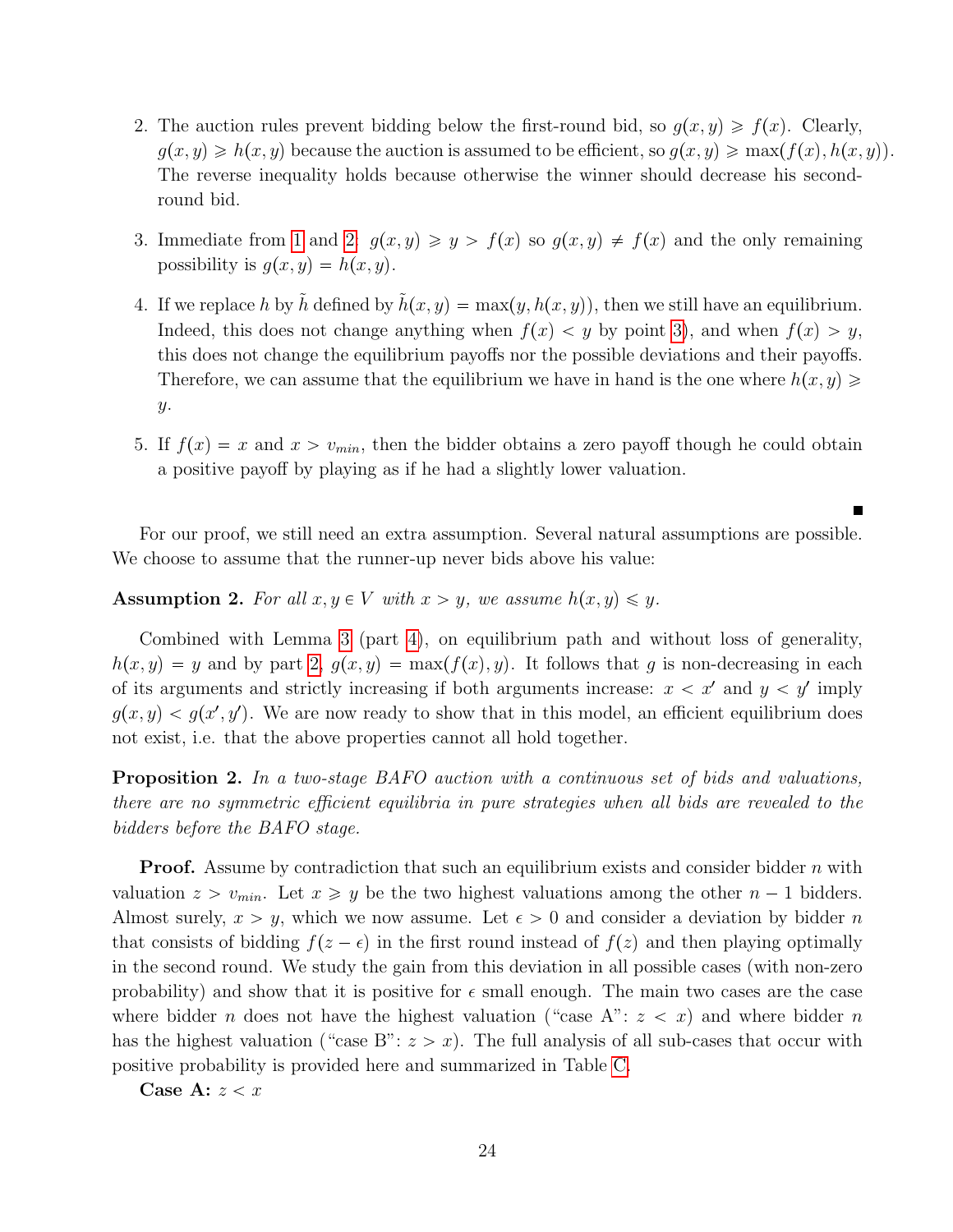2. The auction rules prevent bidding below the first-round bid, so $g(x,y) \geqslant f(x)$. Clearly, $g(x,y) \geqslant h(x,y)$ because the auction is assumed to be efficient, so $g(x,y) \geqslant \max(f(x), h(x,y))$. The reverse inequality holds because otherwise the winner should decrease his second-round bid.

3. Immediate from 1 and 2: $g(x,y) \geqslant y > f(x)$ so $g(x,y) \neq f(x)$ and the only remaining possibility is $g(x,y) = h(x,y)$.

4. If we replace $h$ by $\tilde{h}$ defined by $\tilde{h}(x,y) = \max(y, h(x,y))$, then we still have an equilibrium. Indeed, this does not change anything when $f(x) < y$ by point 3), and when $f(x) > y$, this does not change the equilibrium payoffs nor the possible deviations and their payoffs. Therefore, we can assume that the equilibrium we have in hand is the one where $h(x,y) \geqslant y$.

5. If $f(x) = x$ and $x > v_{min}$, then the bidder obtains a zero payoff though he could obtain a positive payoff by playing as if he had a slightly lower valuation.

■

For our proof, we still need an extra assumption. Several natural assumptions are possible. We choose to assume that the runner-up never bids above his value:

**Assumption 2.** *For all $x, y \in V$ with $x > y$, we assume $h(x,y) \leqslant y$.*

Combined with Lemma 3 (part 4), on equilibrium path and without loss of generality, $h(x,y) = y$ and by part 2, $g(x,y) = \max(f(x), y)$. It follows that $g$ is non-decreasing in each of its arguments and strictly increasing if both arguments increase: $x < x'$ and $y < y'$ imply $g(x,y) < g(x', y')$. We are now ready to show that in this model, an efficient equilibrium does not exist, i.e. that the above properties cannot all hold together.

**Proposition 2.** *In a two-stage BAFO auction with a continuous set of bids and valuations, there are no symmetric efficient equilibria in pure strategies when all bids are revealed to the bidders before the BAFO stage.*

**Proof.** Assume by contradiction that such an equilibrium exists and consider bidder $n$ with valuation $z > v_{min}$. Let $x \geqslant y$ be the two highest valuations among the other $n-1$ bidders. Almost surely, $x > y$, which we now assume. Let $\epsilon > 0$ and consider a deviation by bidder $n$ that consists of bidding $f(z - \epsilon)$ in the first round instead of $f(z)$ and then playing optimally in the second round. We study the gain from this deviation in all possible cases (with non-zero probability) and show that it is positive for $\epsilon$ small enough. The main two cases are the case where bidder $n$ does not have the highest valuation ("case A": $z < x$) and where bidder $n$ has the highest valuation ("case B": $z > x$). The full analysis of all sub-cases that occur with positive probability is provided here and summarized in Table C.

**Case A:** $z < x$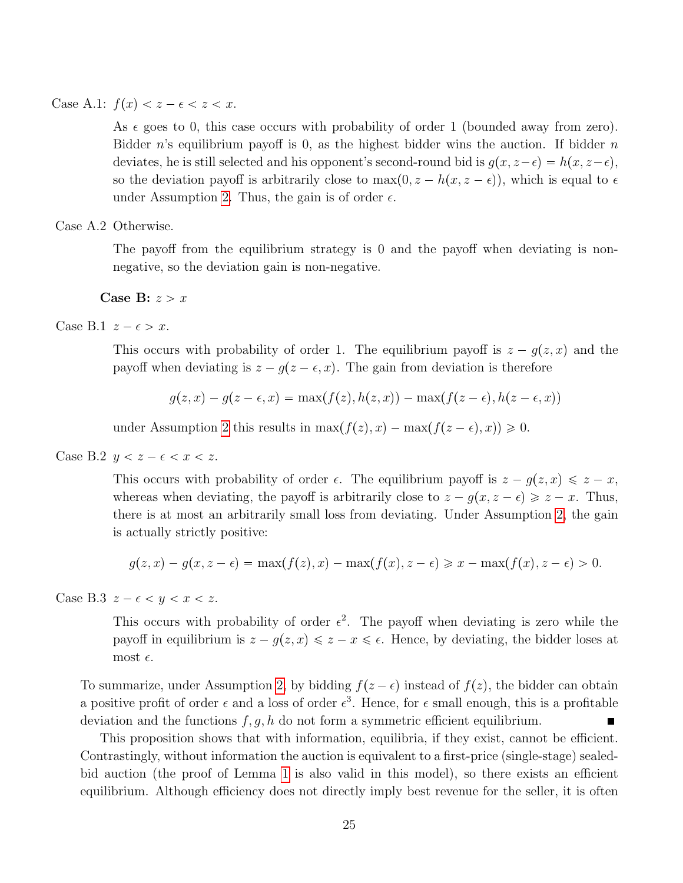Case A.1: $f(x) < z - \epsilon < z < x$.

As $\epsilon$ goes to 0, this case occurs with probability of order 1 (bounded away from zero). Bidder $n$'s equilibrium payoff is 0, as the highest bidder wins the auction. If bidder $n$ deviates, he is still selected and his opponent's second-round bid is $g(x, z-\epsilon) = h(x, z-\epsilon)$, so the deviation payoff is arbitrarily close to $\max(0, z - h(x, z-\epsilon))$, which is equal to $\epsilon$ under Assumption 2. Thus, the gain is of order $\epsilon$.

Case A.2 Otherwise.

The payoff from the equilibrium strategy is 0 and the payoff when deviating is non-negative, so the deviation gain is non-negative.

**Case B:** $z > x$

Case B.1 $z - \epsilon > x$.

This occurs with probability of order 1. The equilibrium payoff is $z - g(z, x)$ and the payoff when deviating is $z - g(z - \epsilon, x)$. The gain from deviation is therefore

$$g(z, x) - g(z - \epsilon, x) = \max(f(z), h(z, x)) - \max(f(z - \epsilon), h(z - \epsilon, x))$$

under Assumption 2 this results in $\max(f(z), x) - \max(f(z - \epsilon), x)) \geqslant 0$.

Case B.2 $y < z - \epsilon < x < z$.

This occurs with probability of order $\epsilon$. The equilibrium payoff is $z - g(z, x) \leqslant z - x$, whereas when deviating, the payoff is arbitrarily close to $z - g(x, z - \epsilon) \geqslant z - x$. Thus, there is at most an arbitrarily small loss from deviating. Under Assumption 2, the gain is actually strictly positive:

$$g(z, x) - g(x, z - \epsilon) = \max(f(z), x) - \max(f(x), z - \epsilon) \geqslant x - \max(f(x), z - \epsilon) > 0.$$

Case B.3 $z - \epsilon < y < x < z$.

This occurs with probability of order $\epsilon^2$. The payoff when deviating is zero while the payoff in equilibrium is $z - g(z, x) \leqslant z - x \leqslant \epsilon$. Hence, by deviating, the bidder loses at most $\epsilon$.

To summarize, under Assumption 2, by bidding $f(z - \epsilon)$ instead of $f(z)$, the bidder can obtain a positive profit of order $\epsilon$ and a loss of order $\epsilon^3$. Hence, for $\epsilon$ small enough, this is a profitable deviation and the functions $f, g, h$ do not form a symmetric efficient equilibrium. ■

This proposition shows that with information, equilibria, if they exist, cannot be efficient. Contrastingly, without information the auction is equivalent to a first-price (single-stage) sealed-bid auction (the proof of Lemma 1 is also valid in this model), so there exists an efficient equilibrium. Although efficiency does not directly imply best revenue for the seller, it is often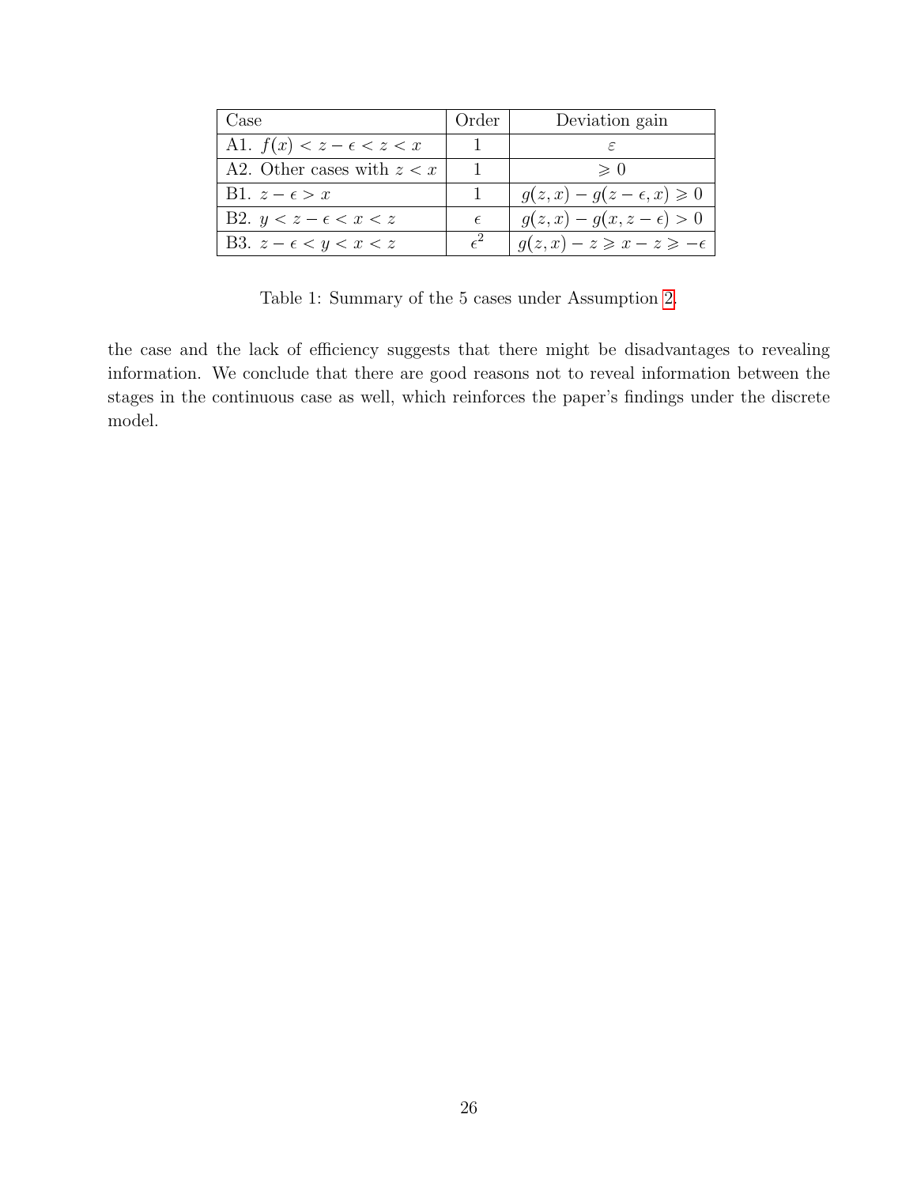| Case | Order | Deviation gain |
|---|---|---|
| A1. $f(x) < z - \epsilon < z < x$ | 1 | $\varepsilon$ |
| A2. Other cases with $z < x$ | 1 | $\geqslant 0$ |
| B1. $z - \epsilon > x$ | 1 | $g(z, x) - g(z - \epsilon, x) \geqslant 0$ |
| B2. $y < z - \epsilon < x < z$ | $\epsilon$ | $g(z, x) - g(x, z - \epsilon) > 0$ |
| B3. $z - \epsilon < y < x < z$ | $\epsilon^2$ | $g(z, x) - z \geqslant x - z \geqslant -\epsilon$ |

Table 1: Summary of the 5 cases under Assumption 2.

the case and the lack of efficiency suggests that there might be disadvantages to revealing information. We conclude that there are good reasons not to reveal information between the stages in the continuous case as well, which reinforces the paper's findings under the discrete model.